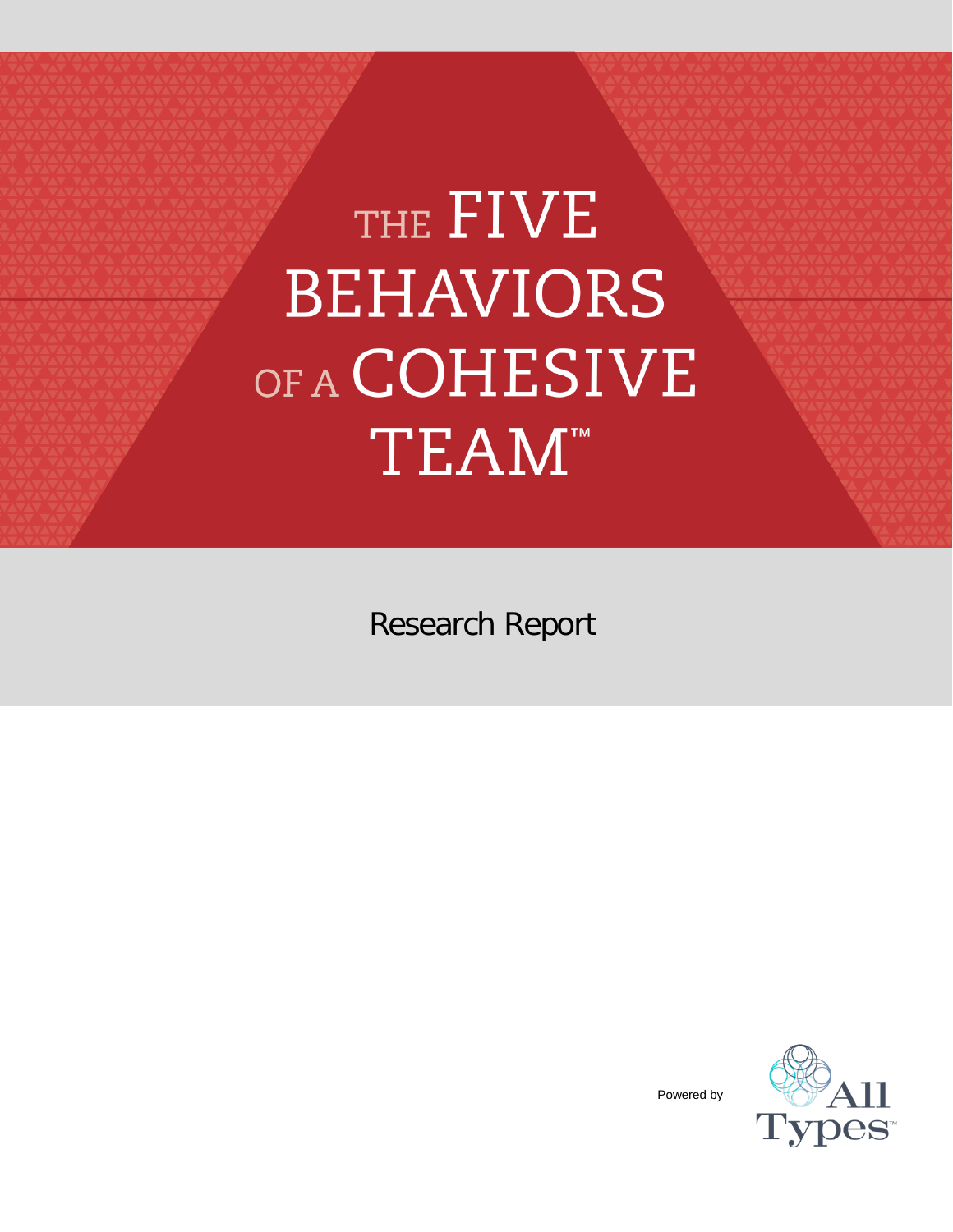# THE FIVE BEHAVIORS OF A COHESIVE TEAM™

Research Report

Powered by All Types™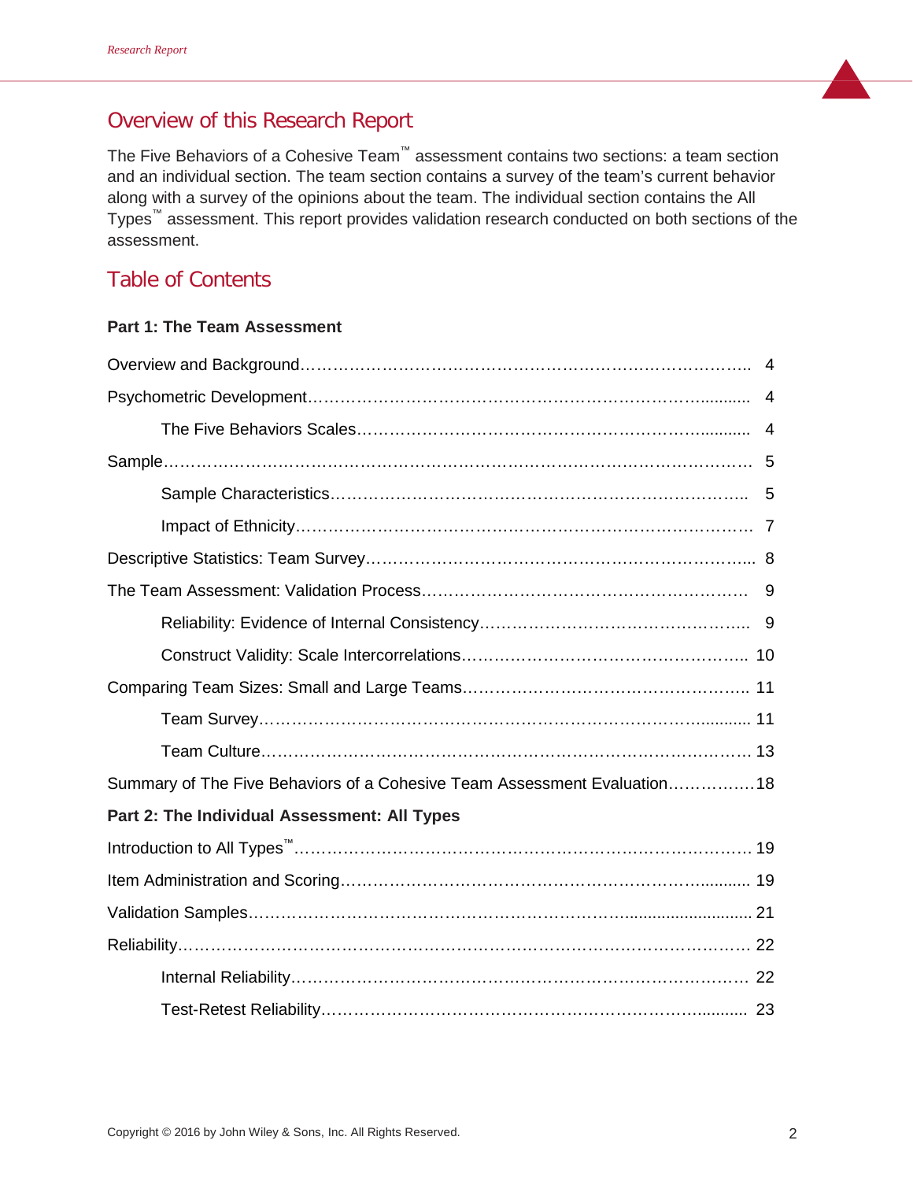## Overview of this Research Report

The Five Behaviors of a Cohesive Team™ assessment contains two sections: a team section and an individual section. The team section contains a survey of the team's current behavior along with a survey of the opinions about the team. The individual section contains the All Types™ assessment. This report provides validation research conducted on both sections of the assessment.

## Table of Contents

**Part 1: The Team Assessment**

Overview and Background…………………………………………………………………….. 4

Psychometric Development……………………………………………………………........... 4

    The Five Behaviors Scales…………………………………………………………........... 4

Sample………………………………………………………………………………………….. 5

    Sample Characteristics…………………………………………………………………….. 5

    Impact of Ethnicity…………………………………………………………………………. 7

Descriptive Statistics: Team Survey………………………………………………………….... 8

The Team Assessment: Validation Process…………………………………………………… 9

    Reliability: Evidence of Internal Consistency…………………………………………….. 9

    Construct Validity: Scale Intercorrelations…………………………………………….. 10

Comparing Team Sizes: Small and Large Teams…………………………………………….. 11

    Team Survey…………………………………………………………………………........... 11

    Team Culture……………………………………………………………………………… 13

Summary of The Five Behaviors of a Cohesive Team Assessment Evaluation…………….18

**Part 2: The Individual Assessment: All Types**

Introduction to All Types™………………………………………………………………………… 19

Item Administration and Scoring…………………………………………………………........... 19

Validation Samples……………………………………………………………….......................... 21

Reliability……………………………………………………………………………………………. 22

    Internal Reliability…………………………………………………………………………… 22

    Test-Retest Reliability………………………………………………………………............ 23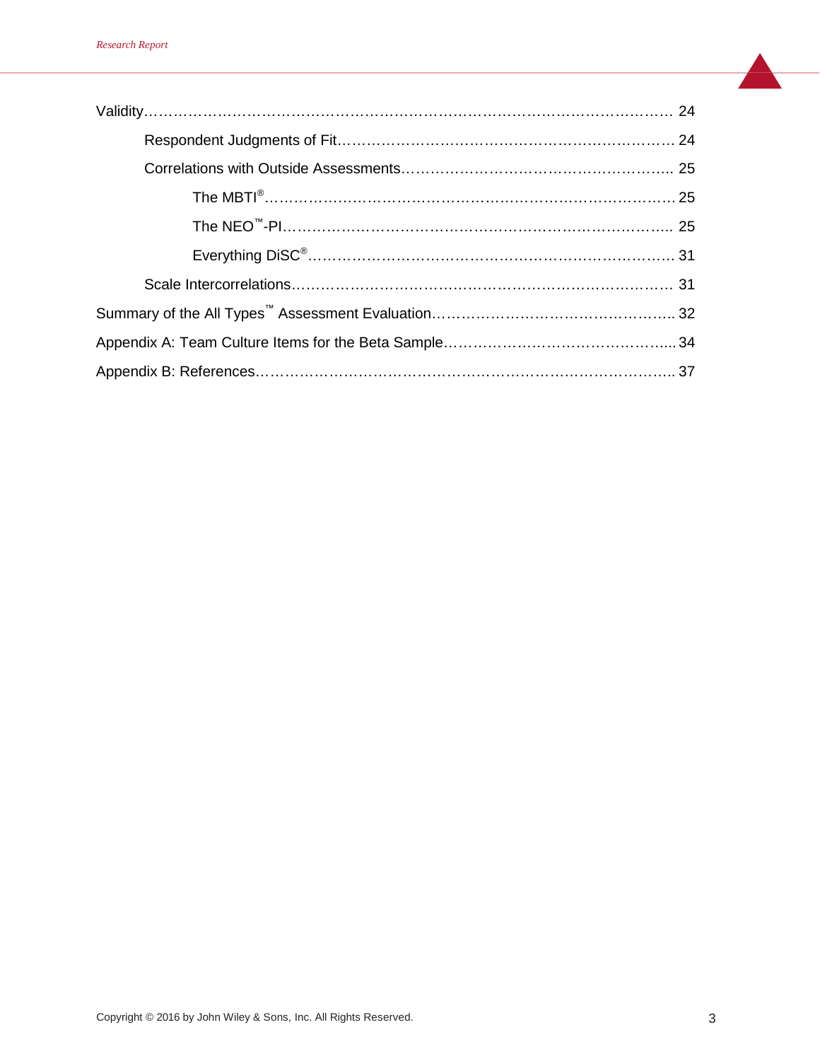Validity………………………………………………………………………………………… 24

Respondent Judgments of Fit……………………………………………………………… 24

Correlations with Outside Assessments……………………………………………….. 25

The MBTI®…………………………………………………………………………… 25

The NEO™-PI…………………………………………………………………….. 25

Everything DiSC®………………………………………………………………… 31

Scale Intercorrelations……………………………………………………………………… 31

Summary of the All Types™ Assessment Evaluation…………………………………………….. 32

Appendix A: Team Culture Items for the Beta Sample……………………………………….. 34

Appendix B: References………………………………………………………………………. 37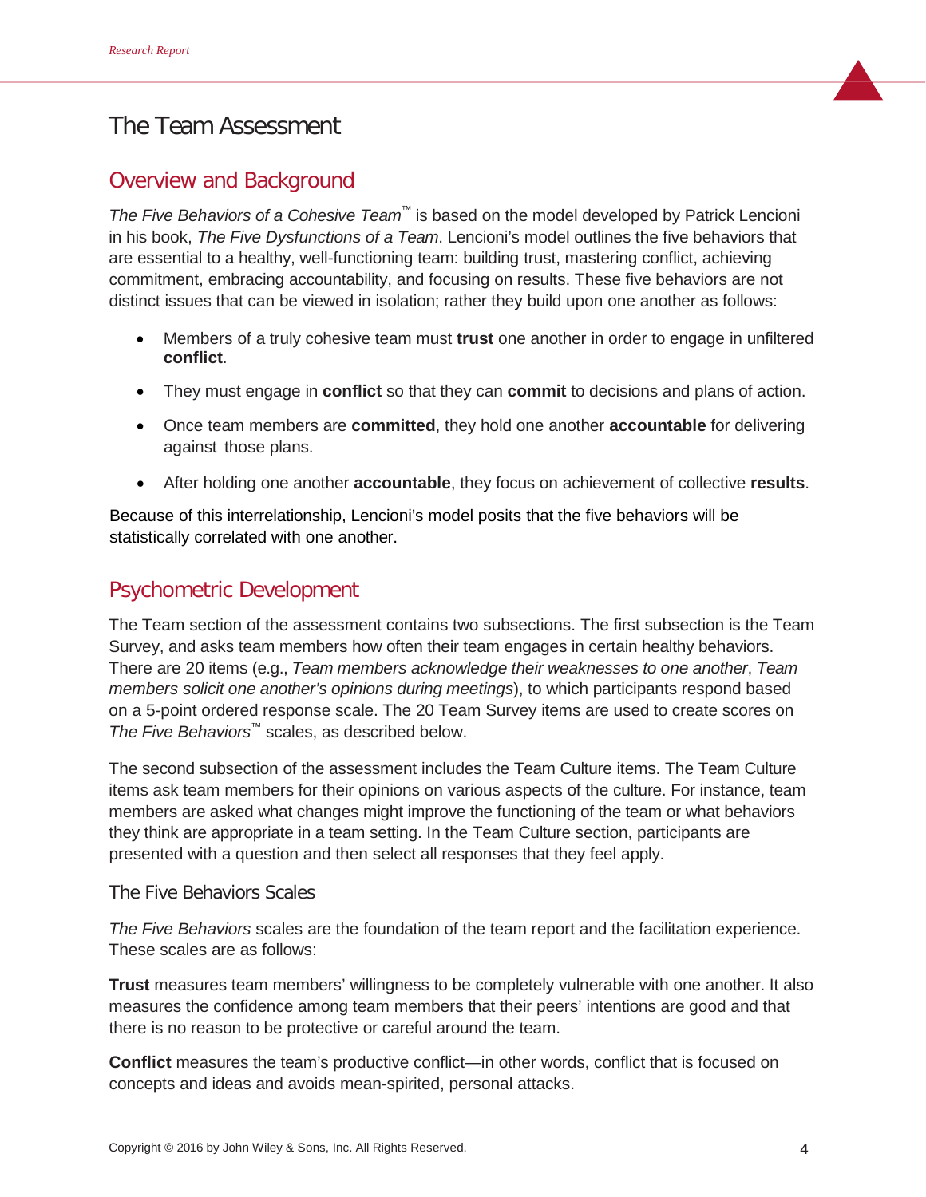# The Team Assessment

## Overview and Background

*The Five Behaviors of a Cohesive Team*™ is based on the model developed by Patrick Lencioni in his book, *The Five Dysfunctions of a Team*. Lencioni's model outlines the five behaviors that are essential to a healthy, well-functioning team: building trust, mastering conflict, achieving commitment, embracing accountability, and focusing on results. These five behaviors are not distinct issues that can be viewed in isolation; rather they build upon one another as follows:

- Members of a truly cohesive team must **trust** one another in order to engage in unfiltered **conflict**.
- They must engage in **conflict** so that they can **commit** to decisions and plans of action.
- Once team members are **committed**, they hold one another **accountable** for delivering against those plans.
- After holding one another **accountable**, they focus on achievement of collective **results**.

Because of this interrelationship, Lencioni's model posits that the five behaviors will be statistically correlated with one another.

## Psychometric Development

The Team section of the assessment contains two subsections. The first subsection is the Team Survey, and asks team members how often their team engages in certain healthy behaviors. There are 20 items (e.g., *Team members acknowledge their weaknesses to one another*, *Team members solicit one another's opinions during meetings*), to which participants respond based on a 5-point ordered response scale. The 20 Team Survey items are used to create scores on *The Five Behaviors*™ scales, as described below.

The second subsection of the assessment includes the Team Culture items. The Team Culture items ask team members for their opinions on various aspects of the culture. For instance, team members are asked what changes might improve the functioning of the team or what behaviors they think are appropriate in a team setting. In the Team Culture section, participants are presented with a question and then select all responses that they feel apply.

### The Five Behaviors Scales

*The Five Behaviors* scales are the foundation of the team report and the facilitation experience. These scales are as follows:

**Trust** measures team members' willingness to be completely vulnerable with one another. It also measures the confidence among team members that their peers' intentions are good and that there is no reason to be protective or careful around the team.

**Conflict** measures the team's productive conflict—in other words, conflict that is focused on concepts and ideas and avoids mean-spirited, personal attacks.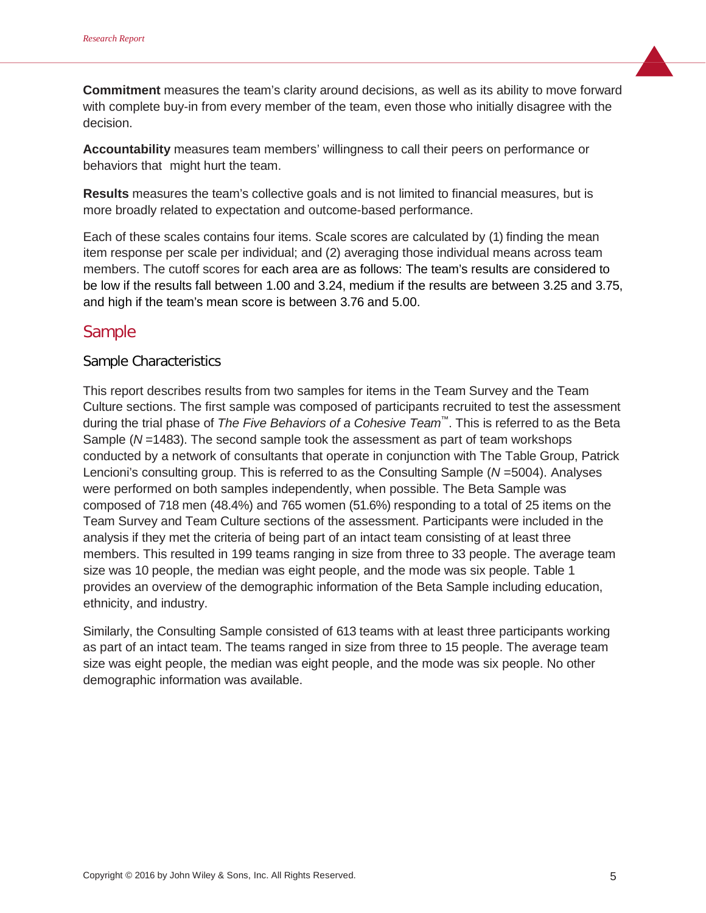**Commitment** measures the team's clarity around decisions, as well as its ability to move forward with complete buy-in from every member of the team, even those who initially disagree with the decision.

**Accountability** measures team members' willingness to call their peers on performance or behaviors that might hurt the team.

**Results** measures the team's collective goals and is not limited to financial measures, but is more broadly related to expectation and outcome-based performance.

Each of these scales contains four items. Scale scores are calculated by (1) finding the mean item response per scale per individual; and (2) averaging those individual means across team members. The cutoff scores for each area are as follows: The team's results are considered to be low if the results fall between 1.00 and 3.24, medium if the results are between 3.25 and 3.75, and high if the team's mean score is between 3.76 and 5.00.

## Sample

### Sample Characteristics

This report describes results from two samples for items in the Team Survey and the Team Culture sections. The first sample was composed of participants recruited to test the assessment during the trial phase of *The Five Behaviors of a Cohesive Team*™. This is referred to as the Beta Sample (*N* =1483). The second sample took the assessment as part of team workshops conducted by a network of consultants that operate in conjunction with The Table Group, Patrick Lencioni's consulting group. This is referred to as the Consulting Sample (*N* =5004). Analyses were performed on both samples independently, when possible. The Beta Sample was composed of 718 men (48.4%) and 765 women (51.6%) responding to a total of 25 items on the Team Survey and Team Culture sections of the assessment. Participants were included in the analysis if they met the criteria of being part of an intact team consisting of at least three members. This resulted in 199 teams ranging in size from three to 33 people. The average team size was 10 people, the median was eight people, and the mode was six people. Table 1 provides an overview of the demographic information of the Beta Sample including education, ethnicity, and industry.

Similarly, the Consulting Sample consisted of 613 teams with at least three participants working as part of an intact team. The teams ranged in size from three to 15 people. The average team size was eight people, the median was eight people, and the mode was six people. No other demographic information was available.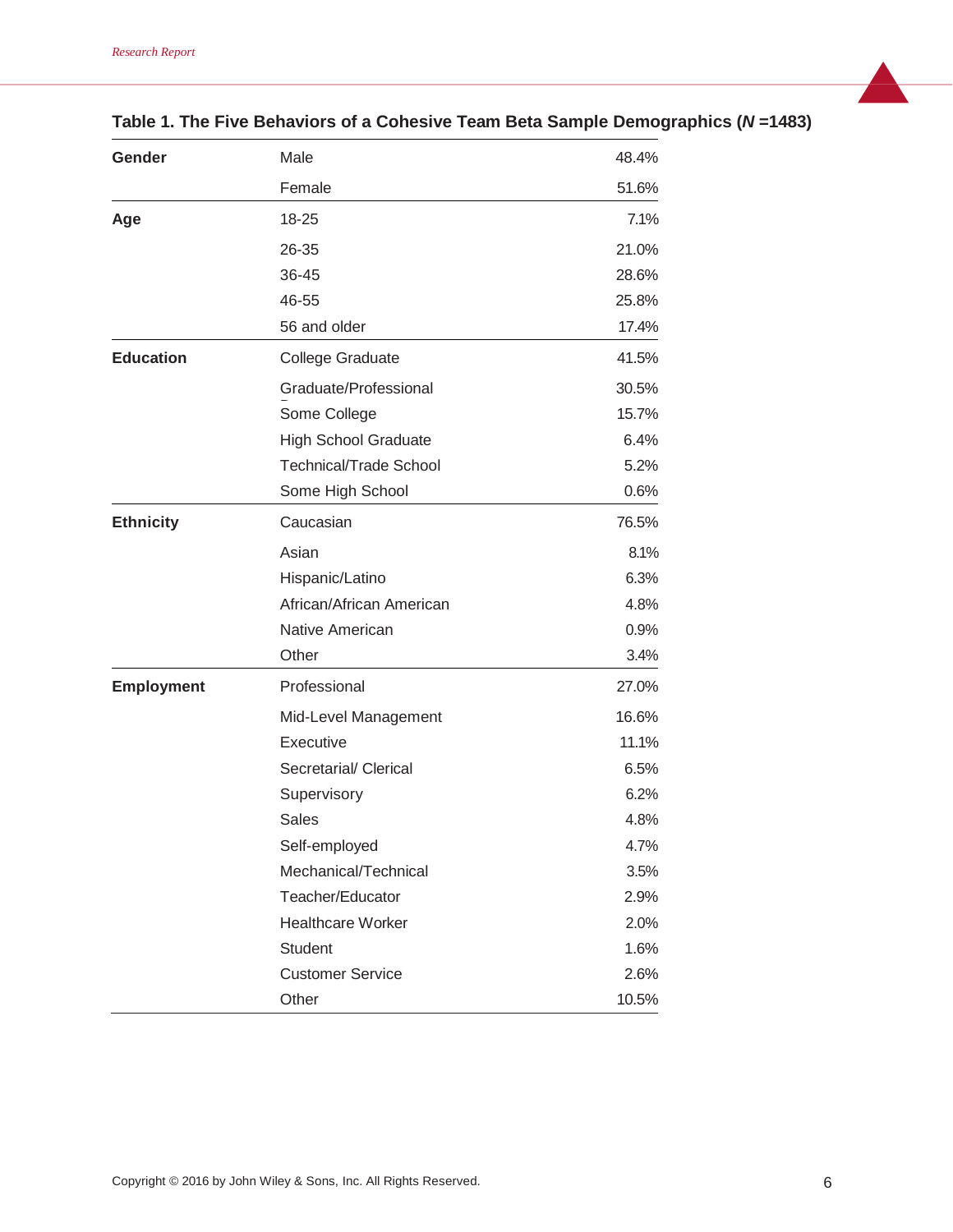**Table 1. The Five Behaviors of a Cohesive Team Beta Sample Demographics (*N* =1483)**

| | | |
|---|---|---|
| **Gender** | Male | 48.4% |
| | Female | 51.6% |
| **Age** | 18-25 | 7.1% |
| | 26-35 | 21.0% |
| | 36-45 | 28.6% |
| | 46-55 | 25.8% |
| | 56 and older | 17.4% |
| **Education** | College Graduate | 41.5% |
| | Graduate/Professional | 30.5% |
| | Some College | 15.7% |
| | High School Graduate | 6.4% |
| | Technical/Trade School | 5.2% |
| | Some High School | 0.6% |
| **Ethnicity** | Caucasian | 76.5% |
| | Asian | 8.1% |
| | Hispanic/Latino | 6.3% |
| | African/African American | 4.8% |
| | Native American | 0.9% |
| | Other | 3.4% |
| **Employment** | Professional | 27.0% |
| | Mid-Level Management | 16.6% |
| | Executive | 11.1% |
| | Secretarial/ Clerical | 6.5% |
| | Supervisory | 6.2% |
| | Sales | 4.8% |
| | Self-employed | 4.7% |
| | Mechanical/Technical | 3.5% |
| | Teacher/Educator | 2.9% |
| | Healthcare Worker | 2.0% |
| | Student | 1.6% |
| | Customer Service | 2.6% |
| | Other | 10.5% |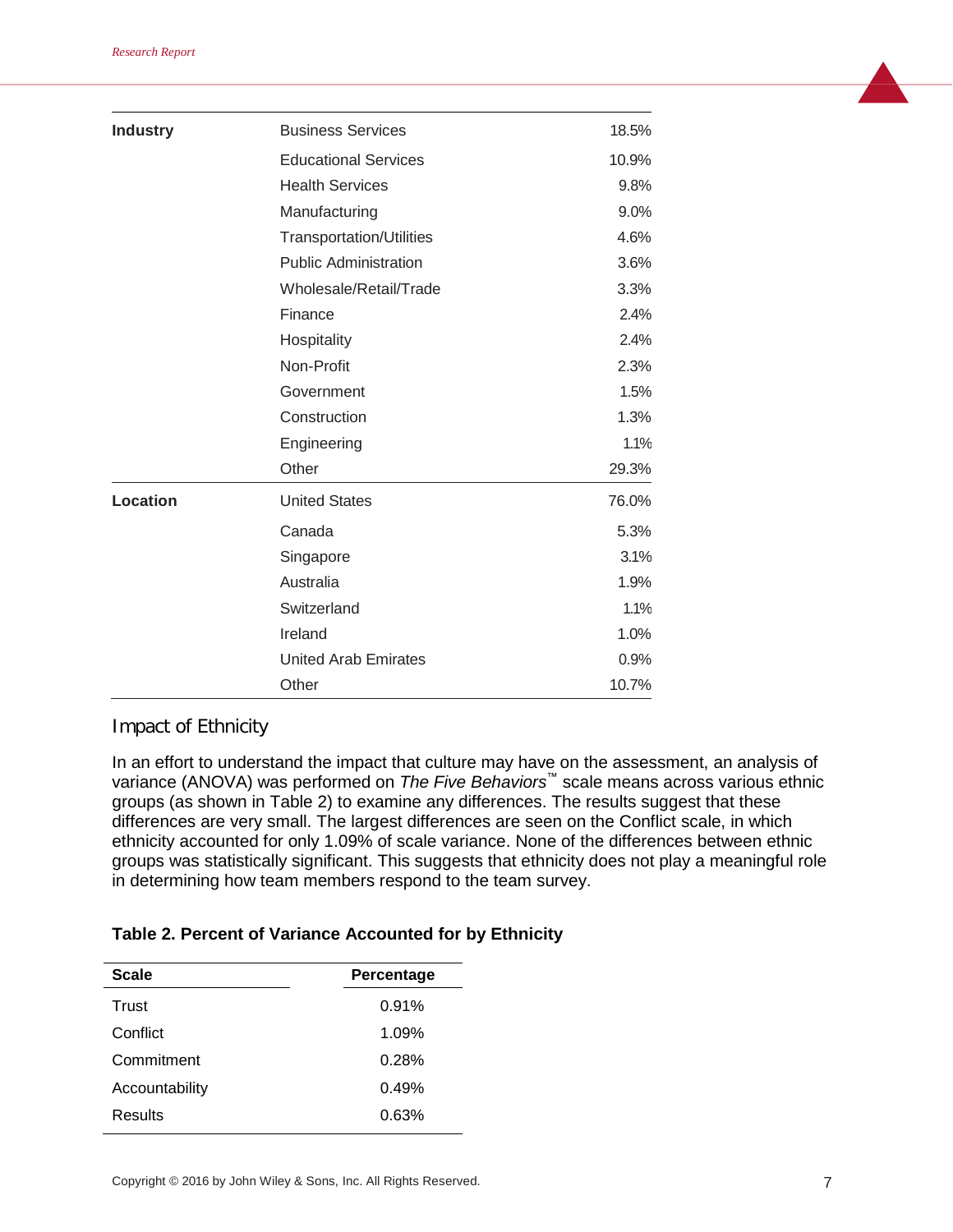| | | |
|---|---|---|
| **Industry** | Business Services | 18.5% |
| | Educational Services | 10.9% |
| | Health Services | 9.8% |
| | Manufacturing | 9.0% |
| | Transportation/Utilities | 4.6% |
| | Public Administration | 3.6% |
| | Wholesale/Retail/Trade | 3.3% |
| | Finance | 2.4% |
| | Hospitality | 2.4% |
| | Non-Profit | 2.3% |
| | Government | 1.5% |
| | Construction | 1.3% |
| | Engineering | 1.1% |
| | Other | 29.3% |
| **Location** | United States | 76.0% |
| | Canada | 5.3% |
| | Singapore | 3.1% |
| | Australia | 1.9% |
| | Switzerland | 1.1% |
| | Ireland | 1.0% |
| | United Arab Emirates | 0.9% |
| | Other | 10.7% |

## Impact of Ethnicity

In an effort to understand the impact that culture may have on the assessment, an analysis of variance (ANOVA) was performed on *The Five Behaviors*™ scale means across various ethnic groups (as shown in Table 2) to examine any differences. The results suggest that these differences are very small. The largest differences are seen on the Conflict scale, in which ethnicity accounted for only 1.09% of scale variance. None of the differences between ethnic groups was statistically significant. This suggests that ethnicity does not play a meaningful role in determining how team members respond to the team survey.

**Table 2. Percent of Variance Accounted for by Ethnicity**

| Scale | Percentage |
|---|---|
| Trust | 0.91% |
| Conflict | 1.09% |
| Commitment | 0.28% |
| Accountability | 0.49% |
| Results | 0.63% |

Copyright © 2016 by John Wiley & Sons, Inc. All Rights Reserved.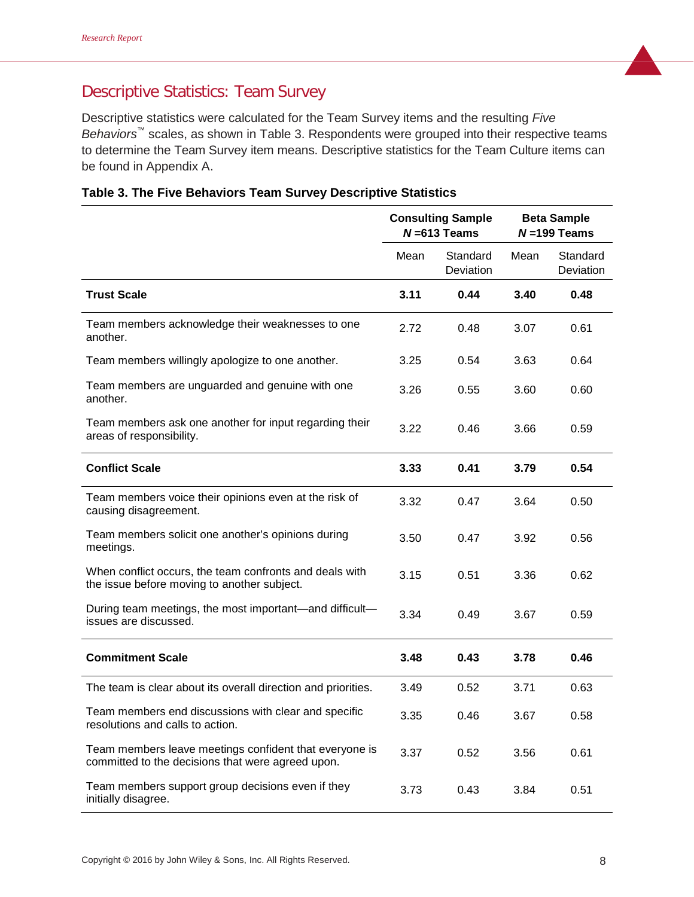## Descriptive Statistics: Team Survey

Descriptive statistics were calculated for the Team Survey items and the resulting *Five Behaviors*™ scales, as shown in Table 3. Respondents were grouped into their respective teams to determine the Team Survey item means. Descriptive statistics for the Team Culture items can be found in Appendix A.

**Table 3. The Five Behaviors Team Survey Descriptive Statistics**

| | Consulting Sample *N* =613 Teams | | Beta Sample *N* =199 Teams | |
|---|---|---|---|---|
| | Mean | Standard Deviation | Mean | Standard Deviation |
| **Trust Scale** | **3.11** | **0.44** | **3.40** | **0.48** |
| Team members acknowledge their weaknesses to one another. | 2.72 | 0.48 | 3.07 | 0.61 |
| Team members willingly apologize to one another. | 3.25 | 0.54 | 3.63 | 0.64 |
| Team members are unguarded and genuine with one another. | 3.26 | 0.55 | 3.60 | 0.60 |
| Team members ask one another for input regarding their areas of responsibility. | 3.22 | 0.46 | 3.66 | 0.59 |
| **Conflict Scale** | **3.33** | **0.41** | **3.79** | **0.54** |
| Team members voice their opinions even at the risk of causing disagreement. | 3.32 | 0.47 | 3.64 | 0.50 |
| Team members solicit one another's opinions during meetings. | 3.50 | 0.47 | 3.92 | 0.56 |
| When conflict occurs, the team confronts and deals with the issue before moving to another subject. | 3.15 | 0.51 | 3.36 | 0.62 |
| During team meetings, the most important—and difficult—issues are discussed. | 3.34 | 0.49 | 3.67 | 0.59 |
| **Commitment Scale** | **3.48** | **0.43** | **3.78** | **0.46** |
| The team is clear about its overall direction and priorities. | 3.49 | 0.52 | 3.71 | 0.63 |
| Team members end discussions with clear and specific resolutions and calls to action. | 3.35 | 0.46 | 3.67 | 0.58 |
| Team members leave meetings confident that everyone is committed to the decisions that were agreed upon. | 3.37 | 0.52 | 3.56 | 0.61 |
| Team members support group decisions even if they initially disagree. | 3.73 | 0.43 | 3.84 | 0.51 |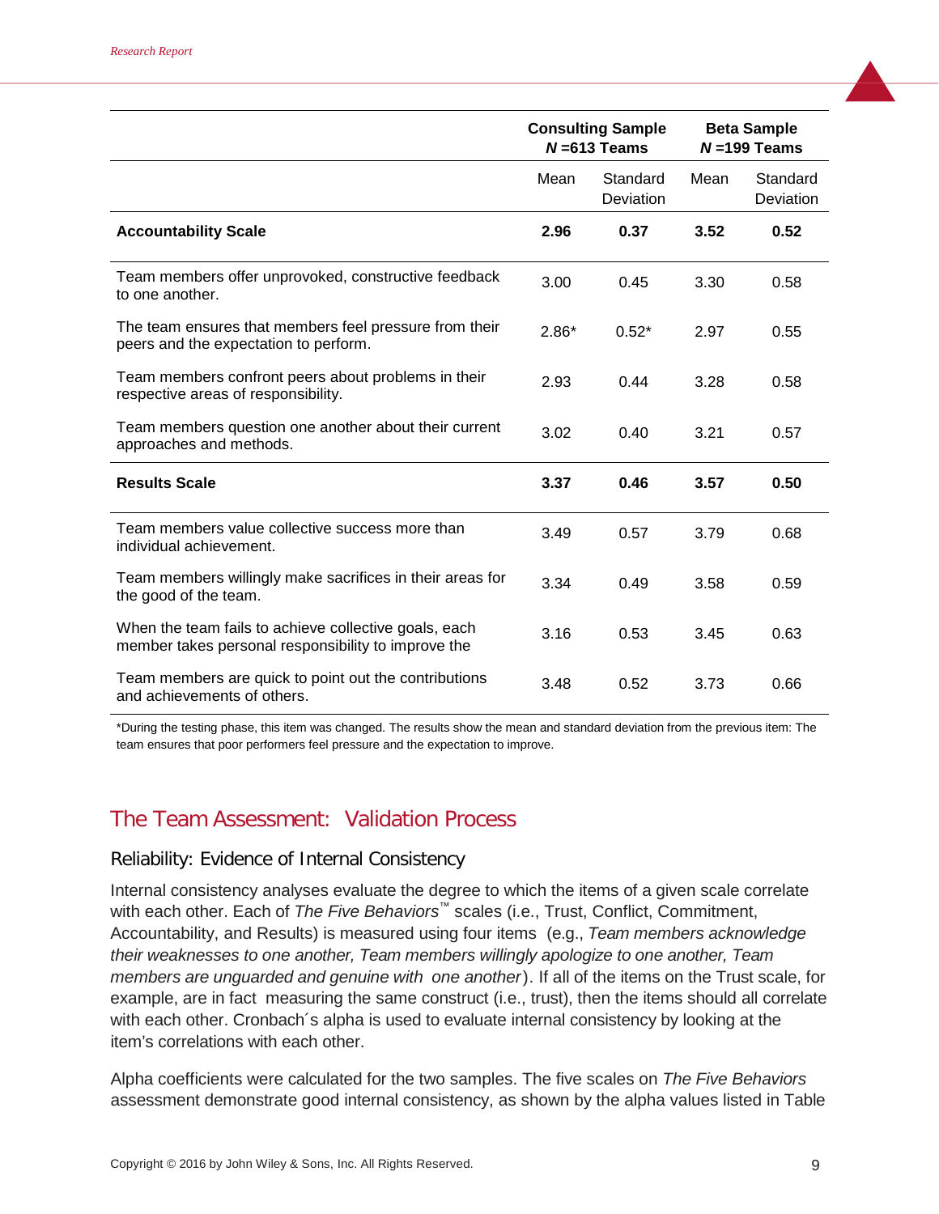| | Consulting Sample *N* =613 Teams | | Beta Sample *N* =199 Teams | |
|---|---|---|---|---|
| | Mean | Standard Deviation | Mean | Standard Deviation |
| **Accountability Scale** | **2.96** | **0.37** | **3.52** | **0.52** |
| Team members offer unprovoked, constructive feedback to one another. | 3.00 | 0.45 | 3.30 | 0.58 |
| The team ensures that members feel pressure from their peers and the expectation to perform. | 2.86* | 0.52* | 2.97 | 0.55 |
| Team members confront peers about problems in their respective areas of responsibility. | 2.93 | 0.44 | 3.28 | 0.58 |
| Team members question one another about their current approaches and methods. | 3.02 | 0.40 | 3.21 | 0.57 |
| **Results Scale** | **3.37** | **0.46** | **3.57** | **0.50** |
| Team members value collective success more than individual achievement. | 3.49 | 0.57 | 3.79 | 0.68 |
| Team members willingly make sacrifices in their areas for the good of the team. | 3.34 | 0.49 | 3.58 | 0.59 |
| When the team fails to achieve collective goals, each member takes personal responsibility to improve the | 3.16 | 0.53 | 3.45 | 0.63 |
| Team members are quick to point out the contributions and achievements of others. | 3.48 | 0.52 | 3.73 | 0.66 |

*During the testing phase, this item was changed. The results show the mean and standard deviation from the previous item: The team ensures that poor performers feel pressure and the expectation to improve.

## The Team Assessment: Validation Process

### Reliability: Evidence of Internal Consistency

Internal consistency analyses evaluate the degree to which the items of a given scale correlate with each other. Each of *The Five Behaviors*™ scales (i.e., Trust, Conflict, Commitment, Accountability, and Results) is measured using four items (e.g., *Team members acknowledge their weaknesses to one another, Team members willingly apologize to one another, Team members are unguarded and genuine with one another*). If all of the items on the Trust scale, for example, are in fact measuring the same construct (i.e., trust), then the items should all correlate with each other. Cronbach´s alpha is used to evaluate internal consistency by looking at the item's correlations with each other.

Alpha coefficients were calculated for the two samples. The five scales on *The Five Behaviors* assessment demonstrate good internal consistency, as shown by the alpha values listed in Table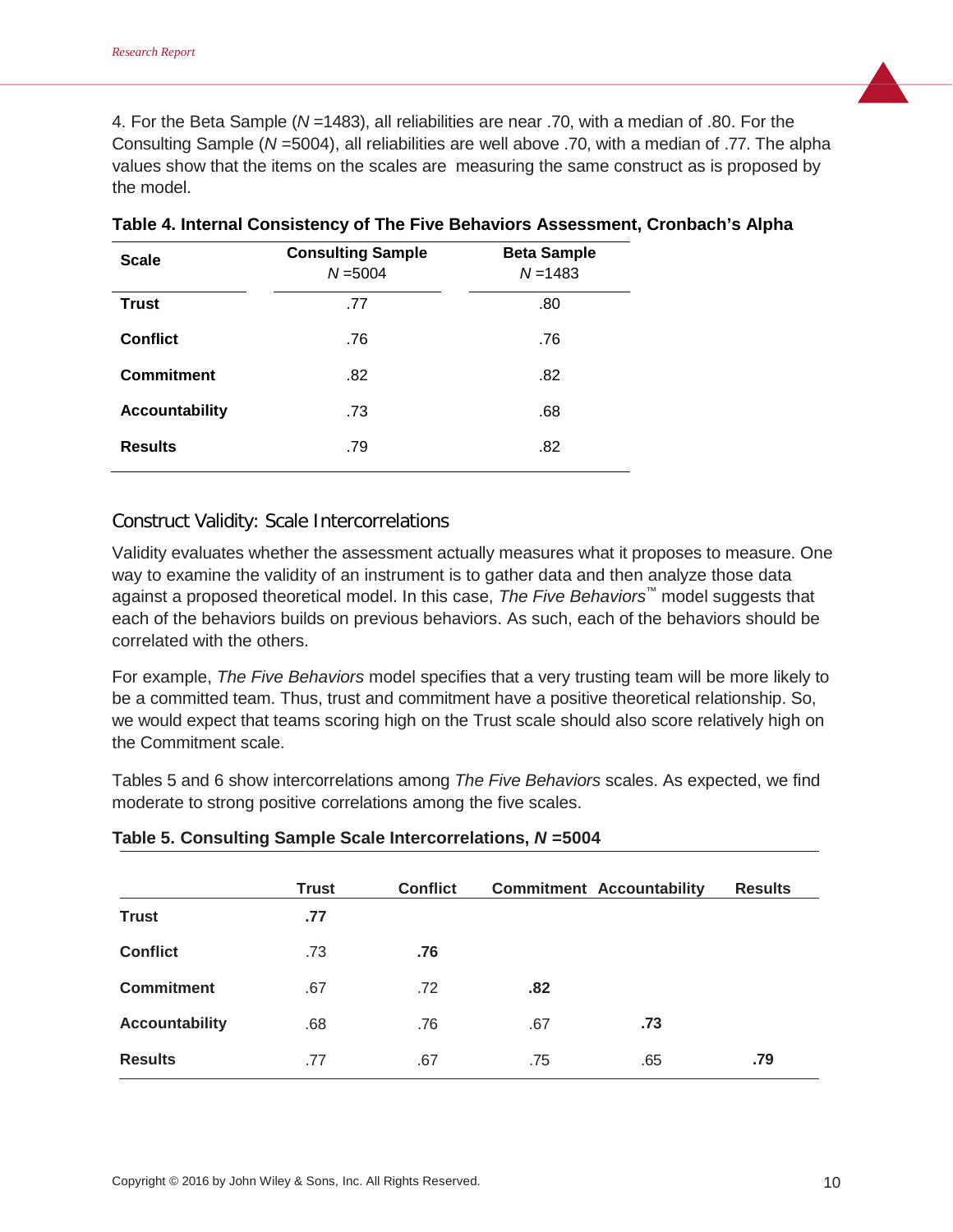4. For the Beta Sample (*N* =1483), all reliabilities are near .70, with a median of .80. For the Consulting Sample (*N* =5004), all reliabilities are well above .70, with a median of .77. The alpha values show that the items on the scales are measuring the same construct as is proposed by the model.

**Table 4. Internal Consistency of The Five Behaviors Assessment, Cronbach's Alpha**

| Scale | Consulting Sample *N* =5004 | Beta Sample *N* =1483 |
|---|---|---|
| **Trust** | .77 | .80 |
| **Conflict** | .76 | .76 |
| **Commitment** | .82 | .82 |
| **Accountability** | .73 | .68 |
| **Results** | .79 | .82 |

## Construct Validity: Scale Intercorrelations

Validity evaluates whether the assessment actually measures what it proposes to measure. One way to examine the validity of an instrument is to gather data and then analyze those data against a proposed theoretical model. In this case, *The Five Behaviors*™ model suggests that each of the behaviors builds on previous behaviors. As such, each of the behaviors should be correlated with the others.

For example, *The Five Behaviors* model specifies that a very trusting team will be more likely to be a committed team. Thus, trust and commitment have a positive theoretical relationship. So, we would expect that teams scoring high on the Trust scale should also score relatively high on the Commitment scale.

Tables 5 and 6 show intercorrelations among *The Five Behaviors* scales. As expected, we find moderate to strong positive correlations among the five scales.

**Table 5. Consulting Sample Scale Intercorrelations, *N* =5004**

| | Trust | Conflict | Commitment | Accountability | Results |
|---|---|---|---|---|---|
| **Trust** | **.77** | | | | |
| **Conflict** | .73 | **.76** | | | |
| **Commitment** | .67 | .72 | **.82** | | |
| **Accountability** | .68 | .76 | .67 | **.73** | |
| **Results** | .77 | .67 | .75 | .65 | **.79** |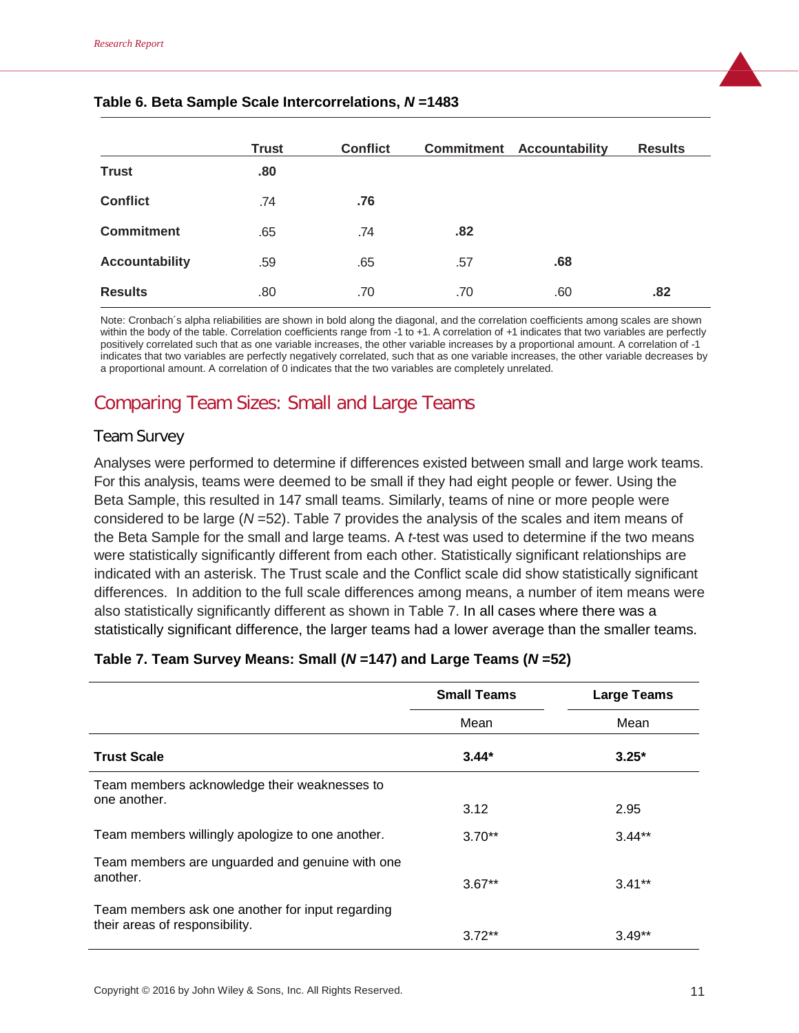**Table 6. Beta Sample Scale Intercorrelations, *N* =1483**

| | Trust | Conflict | Commitment | Accountability | Results |
|---|---|---|---|---|---|
| **Trust** | **.80** | | | | |
| **Conflict** | .74 | **.76** | | | |
| **Commitment** | .65 | .74 | **.82** | | |
| **Accountability** | .59 | .65 | .57 | **.68** | |
| **Results** | .80 | .70 | .70 | .60 | **.82** |

Note: Cronbach´s alpha reliabilities are shown in bold along the diagonal, and the correlation coefficients among scales are shown within the body of the table. Correlation coefficients range from -1 to +1. A correlation of +1 indicates that two variables are perfectly positively correlated such that as one variable increases, the other variable increases by a proportional amount. A correlation of -1 indicates that two variables are perfectly negatively correlated, such that as one variable increases, the other variable decreases by a proportional amount. A correlation of 0 indicates that the two variables are completely unrelated.

## Comparing Team Sizes: Small and Large Teams

### Team Survey

Analyses were performed to determine if differences existed between small and large work teams. For this analysis, teams were deemed to be small if they had eight people or fewer. Using the Beta Sample, this resulted in 147 small teams. Similarly, teams of nine or more people were considered to be large (*N* =52). Table 7 provides the analysis of the scales and item means of the Beta Sample for the small and large teams. A *t*-test was used to determine if the two means were statistically statistically significantly different from each other. Statistically significant relationships are indicated with an asterisk. The Trust scale and the Conflict scale did show statistically significant differences. In addition to the full scale differences among means, a number of item means were also statistically significantly different as shown in Table 7. In all cases where there was a statistically significant difference, the larger teams had a lower average than the smaller teams.

**Table 7. Team Survey Means: Small (*N* =147) and Large Teams (*N* =52)**

| | Small Teams | Large Teams |
|---|---|---|
| | Mean | Mean |
| **Trust Scale** | **3.44*** | **3.25*** |
| Team members acknowledge their weaknesses to one another. | 3.12 | 2.95 |
| Team members willingly apologize to one another. | 3.70** | 3.44** |
| Team members are unguarded and genuine with one another. | 3.67** | 3.41** |
| Team members ask one another for input regarding their areas of responsibility. | 3.72** | 3.49** |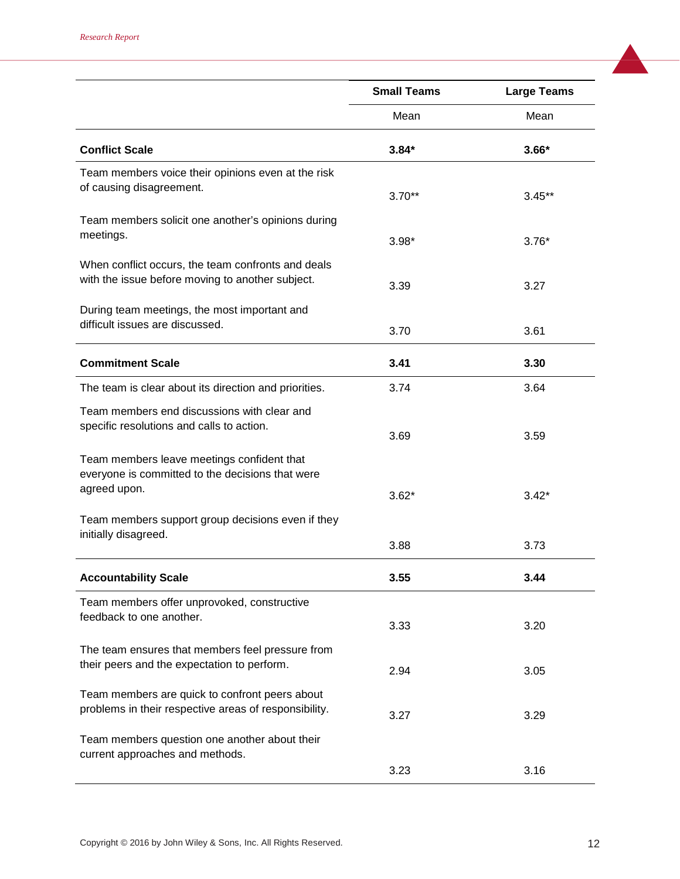| | Small Teams | Large Teams |
|---|---|---|
| | Mean | Mean |
| **Conflict Scale** | **3.84*** | **3.66*** |
| Team members voice their opinions even at the risk of causing disagreement. | 3.70** | 3.45** |
| Team members solicit one another's opinions during meetings. | 3.98* | 3.76* |
| When conflict occurs, the team confronts and deals with the issue before moving to another subject. | 3.39 | 3.27 |
| During team meetings, the most important and difficult issues are discussed. | 3.70 | 3.61 |
| **Commitment Scale** | **3.41** | **3.30** |
| The team is clear about its direction and priorities. | 3.74 | 3.64 |
| Team members end discussions with clear and specific resolutions and calls to action. | 3.69 | 3.59 |
| Team members leave meetings confident that everyone is committed to the decisions that were agreed upon. | 3.62* | 3.42* |
| Team members support group decisions even if they initially disagreed. | 3.88 | 3.73 |
| **Accountability Scale** | **3.55** | **3.44** |
| Team members offer unprovoked, constructive feedback to one another. | 3.33 | 3.20 |
| The team ensures that members feel pressure from their peers and the expectation to perform. | 2.94 | 3.05 |
| Team members are quick to confront peers about problems in their respective areas of responsibility. | 3.27 | 3.29 |
| Team members question one another about their current approaches and methods. | 3.23 | 3.16 |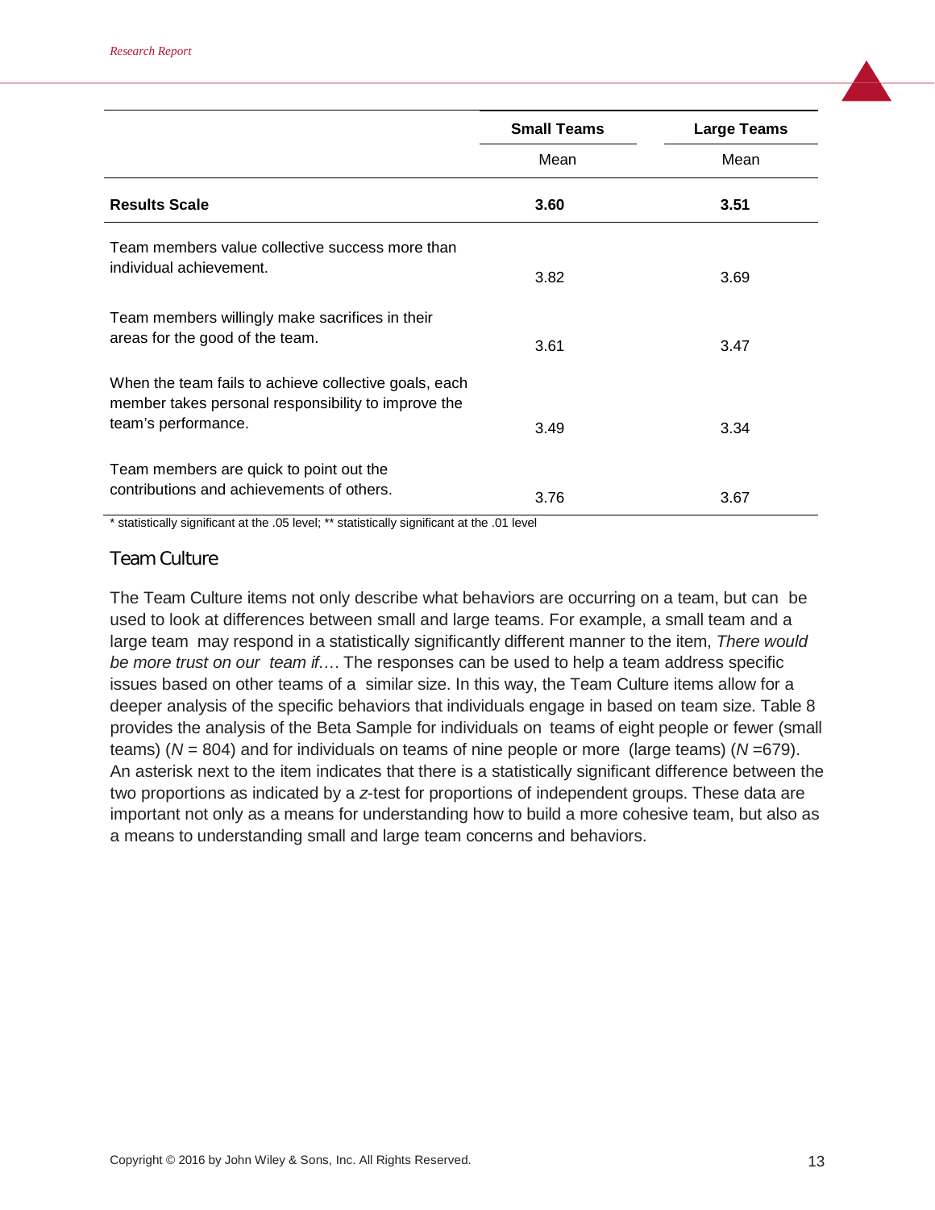| | Small Teams | Large Teams |
|---|---|---|
| | Mean | Mean |
| **Results Scale** | **3.60** | **3.51** |
| Team members value collective success more than individual achievement. | 3.82 | 3.69 |
| Team members willingly make sacrifices in their areas for the good of the team. | 3.61 | 3.47 |
| When the team fails to achieve collective goals, each member takes personal responsibility to improve the team's performance. | 3.49 | 3.34 |
| Team members are quick to point out the contributions and achievements of others. | 3.76 | 3.67 |

\* statistically significant at the .05 level; \*\* statistically significant at the .01 level

## Team Culture

The Team Culture items not only describe what behaviors are occurring on a team, but can be used to look at differences between small and large teams. For example, a small team and a large team may respond in a statistically significantly different manner to the item, *There would be more trust on our team if….* The responses can be used to help a team address specific issues based on other teams of a similar size. In this way, the Team Culture items allow for a deeper analysis of the specific behaviors that individuals engage in based on team size. Table 8 provides the analysis of the Beta Sample for individuals on teams of eight people or fewer (small teams) ($N$ = 804) and for individuals on teams of nine people or more (large teams) ($N$ =679). An asterisk next to the item indicates that there is a statistically significant difference between the two proportions as indicated by a $z$-test for proportions of independent groups. These data are important not only as a means for understanding how to build a more cohesive team, but also as a means to understanding small and large team concerns and behaviors.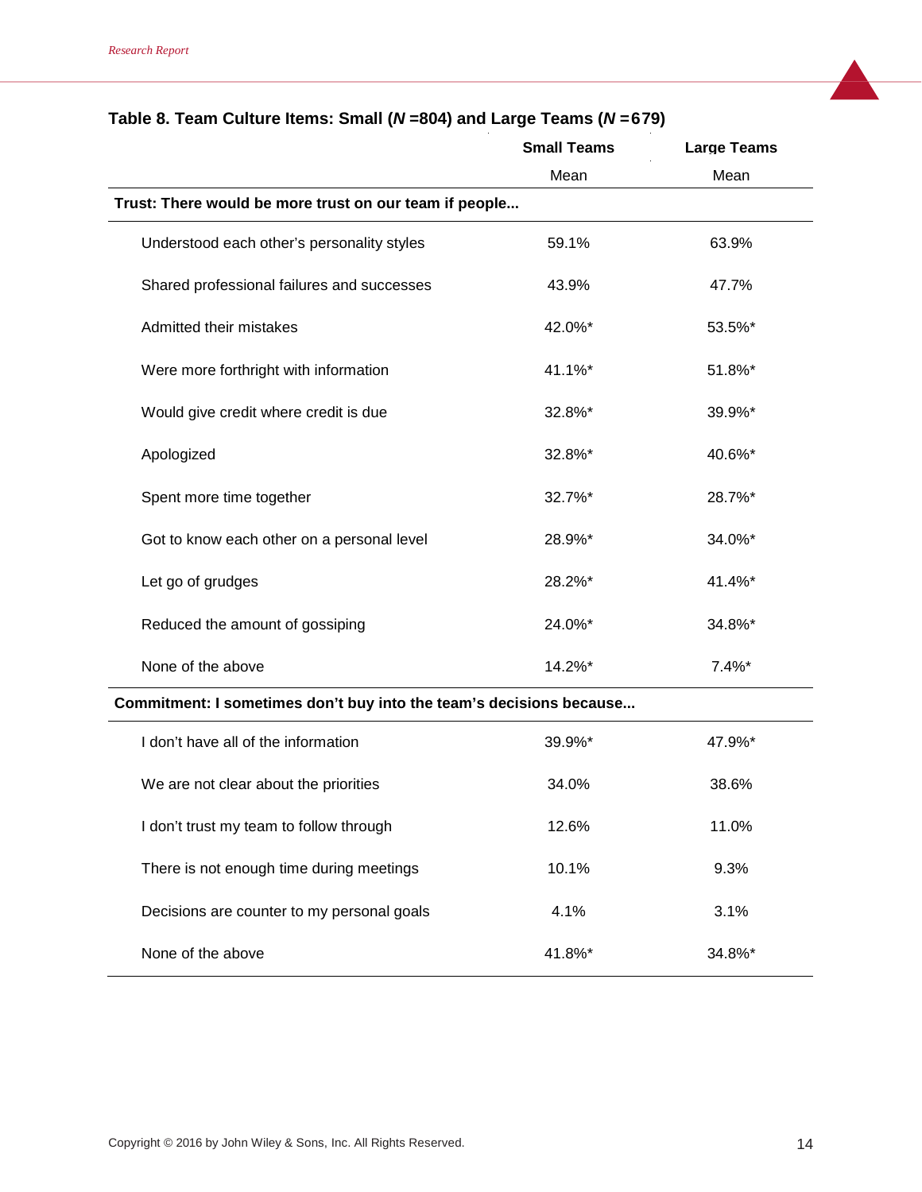**Table 8. Team Culture Items: Small (*N* =804) and Large Teams (*N* =679)**

| | Small Teams | Large Teams |
|---|---|---|
| | Mean | Mean |
| **Trust: There would be more trust on our team if people...** | | |
| Understood each other's personality styles | 59.1% | 63.9% |
| Shared professional failures and successes | 43.9% | 47.7% |
| Admitted their mistakes | 42.0%* | 53.5%* |
| Were more forthright with information | 41.1%* | 51.8%* |
| Would give credit where credit is due | 32.8%* | 39.9%* |
| Apologized | 32.8%* | 40.6%* |
| Spent more time together | 32.7%* | 28.7%* |
| Got to know each other on a personal level | 28.9%* | 34.0%* |
| Let go of grudges | 28.2%* | 41.4%* |
| Reduced the amount of gossiping | 24.0%* | 34.8%* |
| None of the above | 14.2%* | 7.4%* |
| **Commitment: I sometimes don't buy into the team's decisions because...** | | |
| I don't have all of the information | 39.9%* | 47.9%* |
| We are not clear about the priorities | 34.0% | 38.6% |
| I don't trust my team to follow through | 12.6% | 11.0% |
| There is not enough time during meetings | 10.1% | 9.3% |
| Decisions are counter to my personal goals | 4.1% | 3.1% |
| None of the above | 41.8%* | 34.8%* |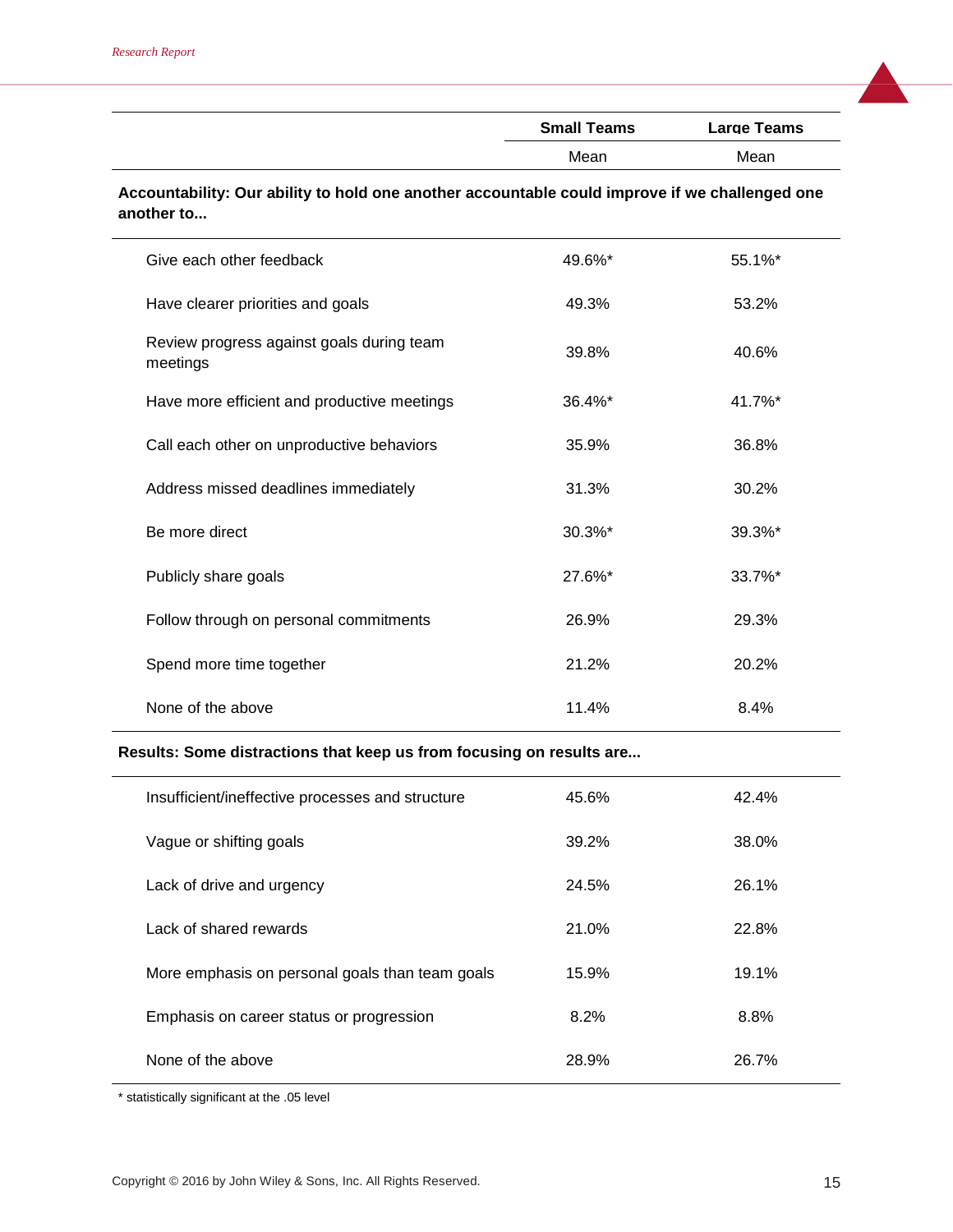| | Small Teams | Large Teams |
|---|---|---|
| | Mean | Mean |
| **Accountability: Our ability to hold one another accountable could improve if we challenged one another to...** | | |
| Give each other feedback | 49.6%* | 55.1%* |
| Have clearer priorities and goals | 49.3% | 53.2% |
| Review progress against goals during team meetings | 39.8% | 40.6% |
| Have more efficient and productive meetings | 36.4%* | 41.7%* |
| Call each other on unproductive behaviors | 35.9% | 36.8% |
| Address missed deadlines immediately | 31.3% | 30.2% |
| Be more direct | 30.3%* | 39.3%* |
| Publicly share goals | 27.6%* | 33.7%* |
| Follow through on personal commitments | 26.9% | 29.3% |
| Spend more time together | 21.2% | 20.2% |
| None of the above | 11.4% | 8.4% |
| **Results: Some distractions that keep us from focusing on results are...** | | |
| Insufficient/ineffective processes and structure | 45.6% | 42.4% |
| Vague or shifting goals | 39.2% | 38.0% |
| Lack of drive and urgency | 24.5% | 26.1% |
| Lack of shared rewards | 21.0% | 22.8% |
| More emphasis on personal goals than team goals | 15.9% | 19.1% |
| Emphasis on career status or progression | 8.2% | 8.8% |
| None of the above | 28.9% | 26.7% |

* statistically significant at the .05 level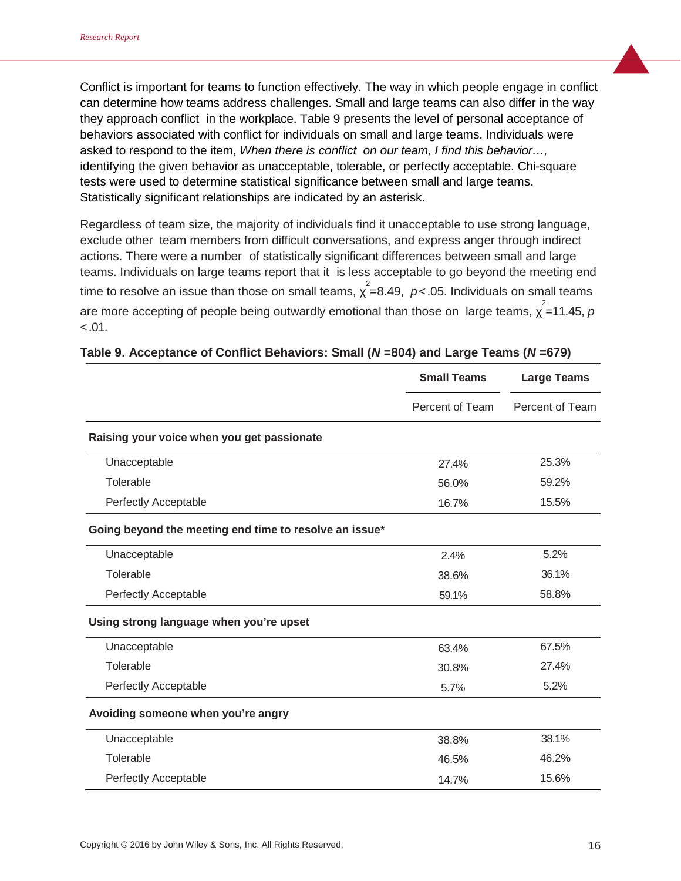Conflict is important for teams to function effectively. The way in which people engage in conflict can determine how teams address challenges. Small and large teams can also differ in the way they approach conflict in the workplace. Table 9 presents the level of personal acceptance of behaviors associated with conflict for individuals on small and large teams. Individuals were asked to respond to the item, *When there is conflict on our team, I find this behavior…,* identifying the given behavior as unacceptable, tolerable, or perfectly acceptable. Chi-square tests were used to determine statistical significance between small and large teams. Statistically significant relationships are indicated by an asterisk.

Regardless of team size, the majority of individuals find it unacceptable to use strong language, exclude other team members from difficult conversations, and express anger through indirect actions. There were a number of statistically significant differences between small and large teams. Individuals on large teams report that it is less acceptable to go beyond the meeting end time to resolve an issue than those on small teams, $\chi^2 = 8.49$, $p < .05$. Individuals on small teams are more accepting of people being outwardly emotional than those on large teams, $\chi^2 = 11.45$, $p < .01$.

**Table 9. Acceptance of Conflict Behaviors: Small (*N* =804) and Large Teams (*N* =679)**

| | Small Teams | Large Teams |
|---|---|---|
| | Percent of Team | Percent of Team |
| **Raising your voice when you get passionate** | | |
| Unacceptable | 27.4% | 25.3% |
| Tolerable | 56.0% | 59.2% |
| Perfectly Acceptable | 16.7% | 15.5% |
| **Going beyond the meeting end time to resolve an issue*** | | |
| Unacceptable | 2.4% | 5.2% |
| Tolerable | 38.6% | 36.1% |
| Perfectly Acceptable | 59.1% | 58.8% |
| **Using strong language when you're upset** | | |
| Unacceptable | 63.4% | 67.5% |
| Tolerable | 30.8% | 27.4% |
| Perfectly Acceptable | 5.7% | 5.2% |
| **Avoiding someone when you're angry** | | |
| Unacceptable | 38.8% | 38.1% |
| Tolerable | 46.5% | 46.2% |
| Perfectly Acceptable | 14.7% | 15.6% |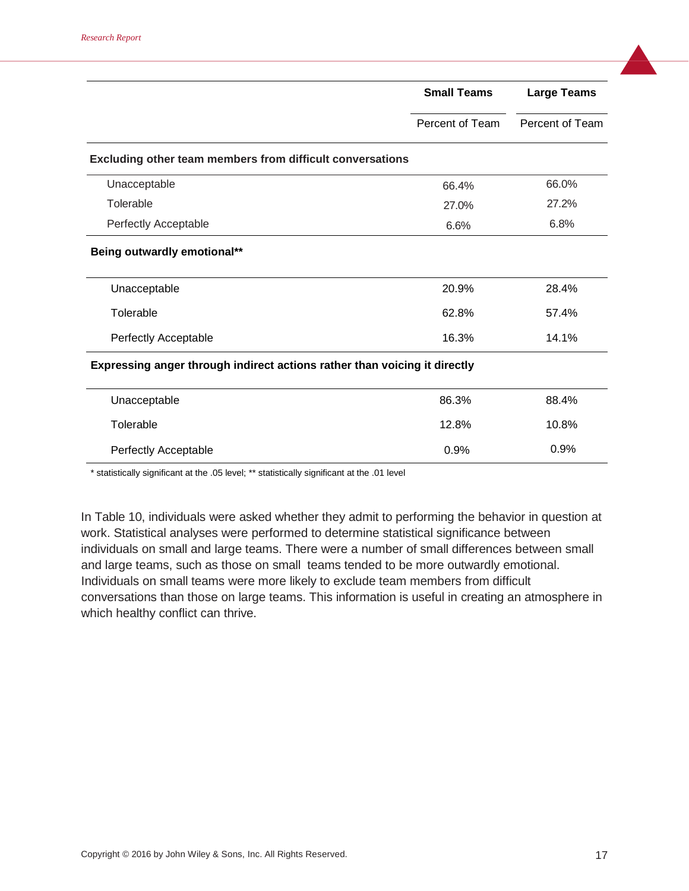| | Small Teams | Large Teams |
|---|---|---|
| | Percent of Team | Percent of Team |
| **Excluding other team members from difficult conversations** | | |
| Unacceptable | 66.4% | 66.0% |
| Tolerable | 27.0% | 27.2% |
| Perfectly Acceptable | 6.6% | 6.8% |
| **Being outwardly emotional**** | | |
| Unacceptable | 20.9% | 28.4% |
| Tolerable | 62.8% | 57.4% |
| Perfectly Acceptable | 16.3% | 14.1% |
| **Expressing anger through indirect actions rather than voicing it directly** | | |
| Unacceptable | 86.3% | 88.4% |
| Tolerable | 12.8% | 10.8% |
| Perfectly Acceptable | 0.9% | 0.9% |

* statistically significant at the .05 level; ** statistically significant at the .01 level

In Table 10, individuals were asked whether they admit to performing the behavior in question at work. Statistical analyses were performed to determine statistical significance between individuals on small and large teams. There were a number of small differences between small and large teams, such as those on small teams tended to be more outwardly emotional. Individuals on small teams were more likely to exclude team members from difficult conversations than those on large teams. This information is useful in creating an atmosphere in which healthy conflict can thrive.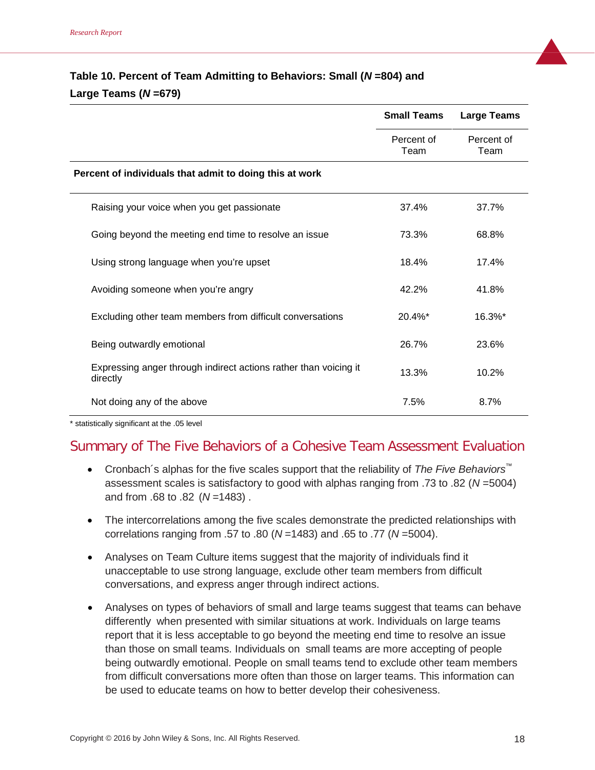**Table 10. Percent of Team Admitting to Behaviors: Small (*N* =804) and Large Teams (*N* =679)**

| | Small Teams | Large Teams |
|---|---|---|
| | Percent of Team | Percent of Team |
| **Percent of individuals that admit to doing this at work** | | |
| Raising your voice when you get passionate | 37.4% | 37.7% |
| Going beyond the meeting end time to resolve an issue | 73.3% | 68.8% |
| Using strong language when you're upset | 18.4% | 17.4% |
| Avoiding someone when you're angry | 42.2% | 41.8% |
| Excluding other team members from difficult conversations | 20.4%* | 16.3%* |
| Being outwardly emotional | 26.7% | 23.6% |
| Expressing anger through indirect actions rather than voicing it directly | 13.3% | 10.2% |
| Not doing any of the above | 7.5% | 8.7% |

\* statistically significant at the .05 level

## Summary of The Five Behaviors of a Cohesive Team Assessment Evaluation

- Cronbach´s alphas for the five scales support that the reliability of *The Five Behaviors*™ assessment scales is satisfactory to good with alphas ranging from .73 to .82 (*N* =5004) and from .68 to .82 (*N* =1483) .
- The intercorrelations among the five scales demonstrate the predicted relationships with correlations ranging from .57 to .80 (*N* =1483) and .65 to .77 (*N* =5004).
- Analyses on Team Culture items suggest that the majority of individuals find it unacceptable to use strong language, exclude other team members from difficult conversations, and express anger through indirect actions.
- Analyses on types of behaviors of small and large teams suggest that teams can behave differently when presented with similar situations at work. Individuals on large teams report that it is less acceptable to go beyond the meeting end time to resolve an issue than those on small teams. Individuals on small teams are more accepting of people being outwardly emotional. People on small teams tend to exclude other team members from difficult conversations more often than those on larger teams. This information can be used to educate teams on how to better develop their cohesiveness.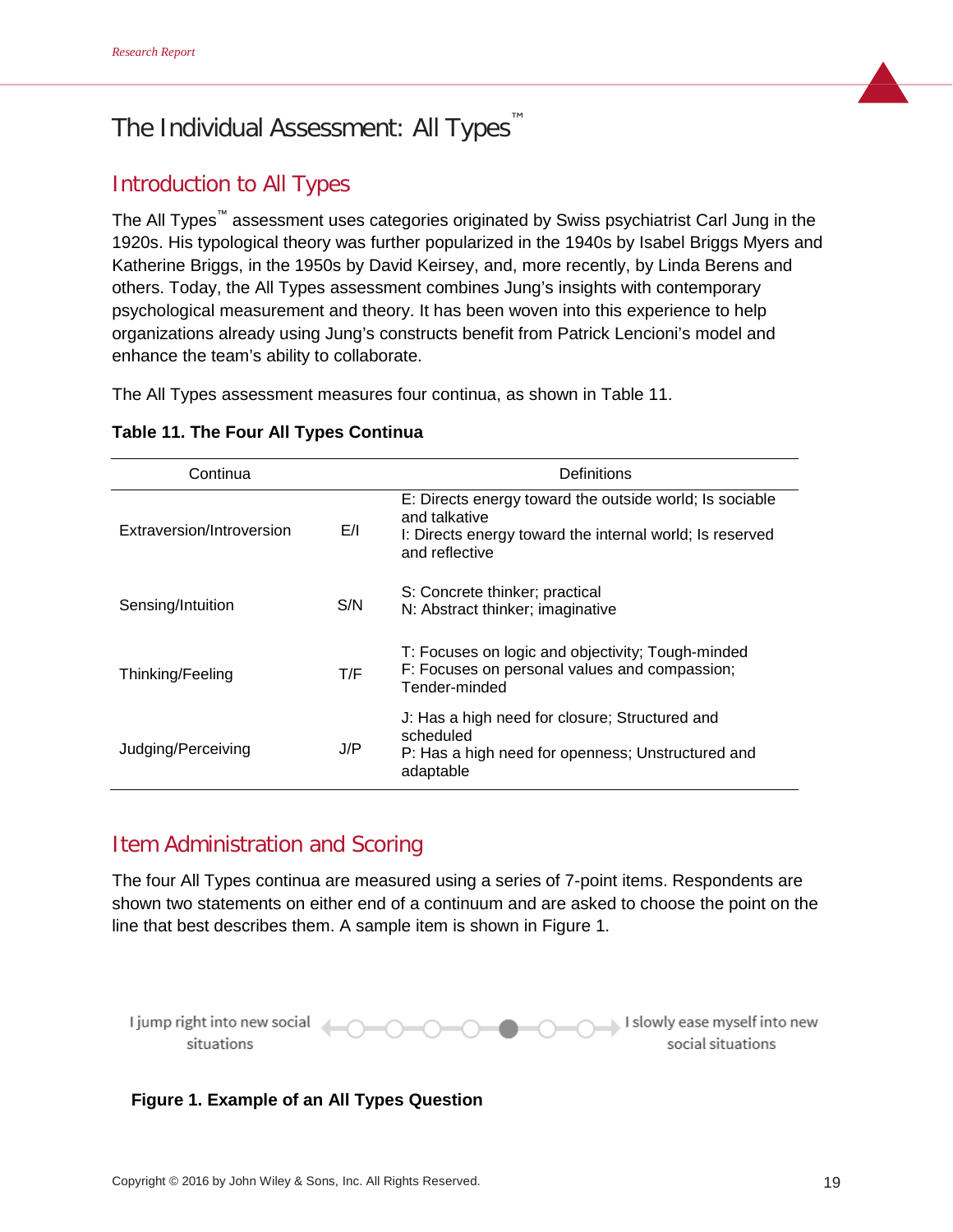# The Individual Assessment: All Types™

## Introduction to All Types

The All Types™ assessment uses categories originated by Swiss psychiatrist Carl Jung in the 1920s. His typological theory was further popularized in the 1940s by Isabel Briggs Myers and Katherine Briggs, in the 1950s by David Keirsey, and, more recently, by Linda Berens and others. Today, the All Types assessment combines Jung's insights with contemporary psychological measurement and theory. It has been woven into this experience to help organizations already using Jung's constructs benefit from Patrick Lencioni's model and enhance the team's ability to collaborate.

The All Types assessment measures four continua, as shown in Table 11.

**Table 11. The Four All Types Continua**

| Continua | | Definitions |
|---|---|---|
| Extraversion/Introversion | E/I | E: Directs energy toward the outside world; Is sociable and talkative<br>I: Directs energy toward the internal world; Is reserved and reflective |
| Sensing/Intuition | S/N | S: Concrete thinker; practical<br>N: Abstract thinker; imaginative |
| Thinking/Feeling | T/F | T: Focuses on logic and objectivity; Tough-minded<br>F: Focuses on personal values and compassion; Tender-minded |
| Judging/Perceiving | J/P | J: Has a high need for closure; Structured and scheduled<br>P: Has a high need for openness; Unstructured and adaptable |

## Item Administration and Scoring

The four All Types continua are measured using a series of 7-point items. Respondents are shown two statements on either end of a continuum and are asked to choose the point on the line that best describes them. A sample item is shown in Figure 1.

I jump right into new social situations ○—○—○—○—●—○—○ I slowly ease myself into new social situations

**Figure 1. Example of an All Types Question**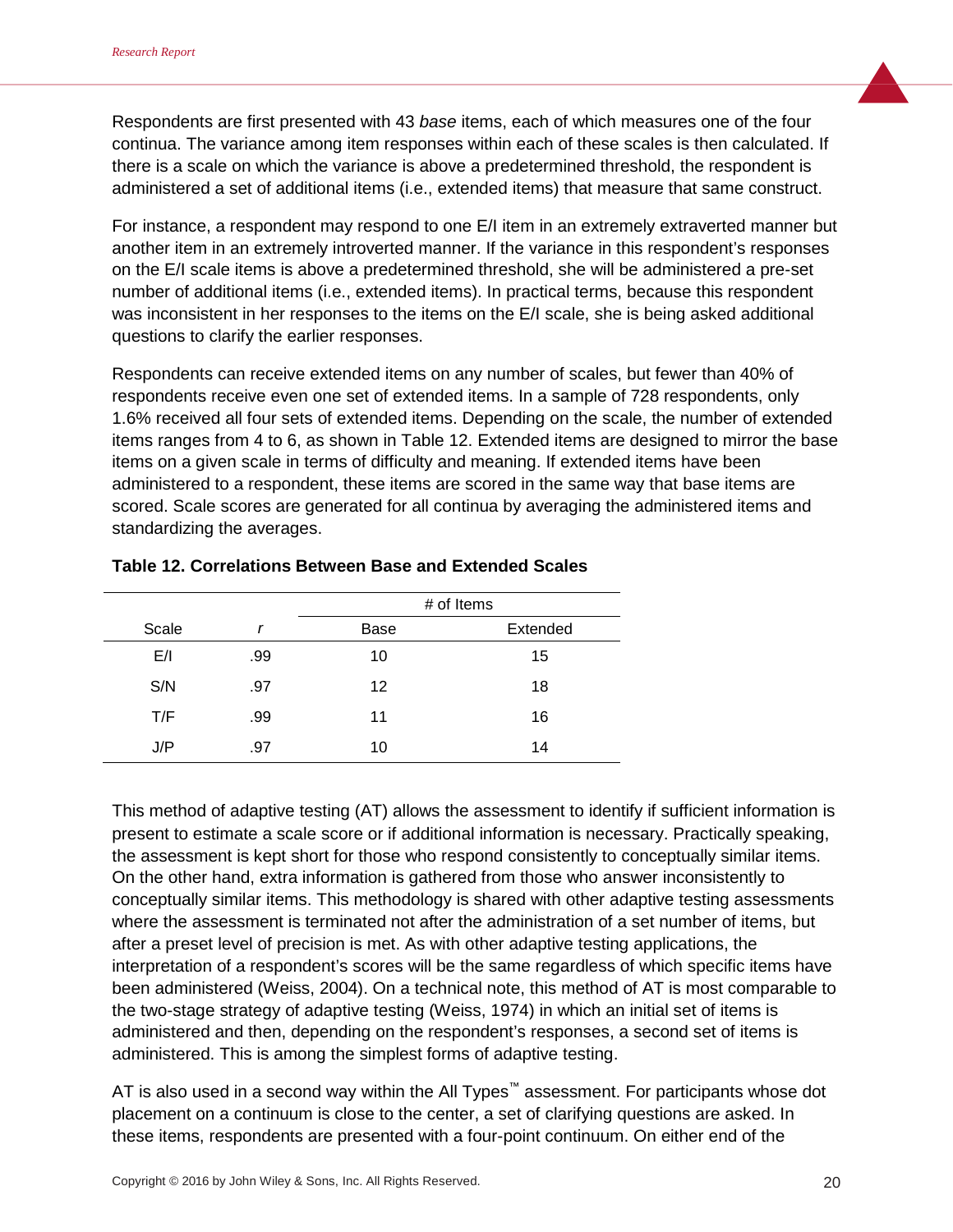Respondents are first presented with 43 *base* items, each of which measures one of the four continua. The variance among item responses within each of these scales is then calculated. If there is a scale on which the variance is above a predetermined threshold, the respondent is administered a set of additional items (i.e., extended items) that measure that same construct.

For instance, a respondent may respond to one E/I item in an extremely extraverted manner but another item in an extremely introverted manner. If the variance in this respondent's responses on the E/I scale items is above a predetermined threshold, she will be administered a pre-set number of additional items (i.e., extended items). In practical terms, because this respondent was inconsistent in her responses to the items on the E/I scale, she is being asked additional questions to clarify the earlier responses.

Respondents can receive extended items on any number of scales, but fewer than 40% of respondents receive even one set of extended items. In a sample of 728 respondents, only 1.6% received all four sets of extended items. Depending on the scale, the number of extended items ranges from 4 to 6, as shown in Table 12. Extended items are designed to mirror the base items on a given scale in terms of difficulty and meaning. If extended items have been administered to a respondent, these items are scored in the same way that base items are scored. Scale scores are generated for all continua by averaging the administered items and standardizing the averages.

**Table 12. Correlations Between Base and Extended Scales**

| | | # of Items | |
|---|---|---|---|
| Scale | *r* | Base | Extended |
| E/I | .99 | 10 | 15 |
| S/N | .97 | 12 | 18 |
| T/F | .99 | 11 | 16 |
| J/P | .97 | 10 | 14 |

This method of adaptive testing (AT) allows the assessment to identify if sufficient information is present to estimate a scale score or if additional information is necessary. Practically speaking, the assessment is kept short for those who respond consistently to conceptually similar items. On the other hand, extra information is gathered from those who answer inconsistently to conceptually similar items. This methodology is shared with other adaptive testing assessments where the assessment is terminated not after the administration of a set number of items, but after a preset level of precision is met. As with other adaptive testing applications, the interpretation of a respondent's scores will be the same regardless of which specific items have been administered (Weiss, 2004). On a technical note, this method of AT is most comparable to the two-stage strategy of adaptive testing (Weiss, 1974) in which an initial set of items is administered and then, depending on the respondent's responses, a second set of items is administered. This is among the simplest forms of adaptive testing.

AT is also used in a second way within the All Types™ assessment. For participants whose dot placement on a continuum is close to the center, a set of clarifying questions are asked. In these items, respondents are presented with a four-point continuum. On either end of the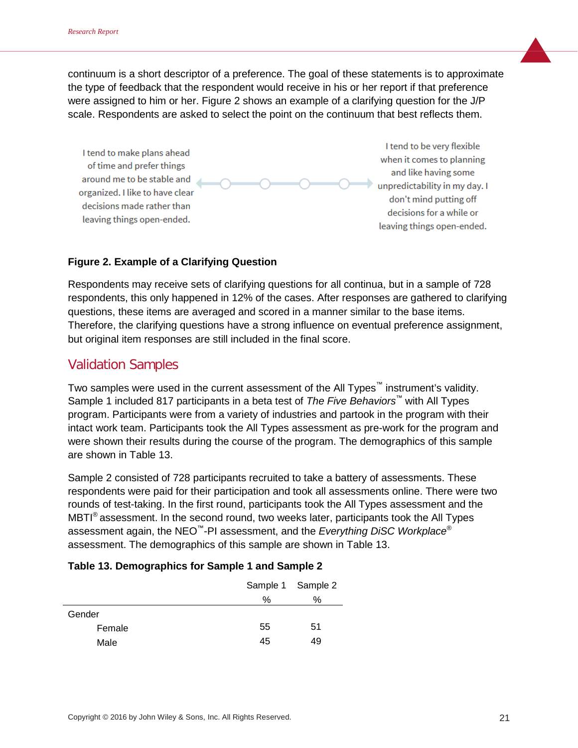continuum is a short descriptor of a preference. The goal of these statements is to approximate the type of feedback that the respondent would receive in his or her report if that preference were assigned to him or her. Figure 2 shows an example of a clarifying question for the J/P scale. Respondents are asked to select the point on the continuum that best reflects them.

I tend to make plans ahead of time and prefer things around me to be stable and organized. I like to have clear decisions made rather than leaving things open-ended.

I tend to be very flexible when it comes to planning and like having some unpredictability in my day. I don't mind putting off decisions for a while or leaving things open-ended.

**Figure 2. Example of a Clarifying Question**

Respondents may receive sets of clarifying questions for all continua, but in a sample of 728 respondents, this only happened in 12% of the cases. After responses are gathered to clarifying questions, these items are averaged and scored in a manner similar to the base items. Therefore, the clarifying questions have a strong influence on eventual preference assignment, but original item responses are still included in the final score.

## Validation Samples

Two samples were used in the current assessment of the All Types™ instrument's validity. Sample 1 included 817 participants in a beta test of *The Five Behaviors*™ with All Types program. Participants were from a variety of industries and partook in the program with their intact work team. Participants took the All Types assessment as pre-work for the program and were shown their results during the course of the program. The demographics of this sample are shown in Table 13.

Sample 2 consisted of 728 participants recruited to take a battery of assessments. These respondents were paid for their participation and took all assessments online. There were two rounds of test-taking. In the first round, participants took the All Types assessment and the MBTI® assessment. In the second round, two weeks later, participants took the All Types assessment again, the NEO™-PI assessment, and the *Everything DiSC Workplace*® assessment. The demographics of this sample are shown in Table 13.

**Table 13. Demographics for Sample 1 and Sample 2**

| | Sample 1 % | Sample 2 % |
|---|---|---|
| Gender | | |
| Female | 55 | 51 |
| Male | 45 | 49 |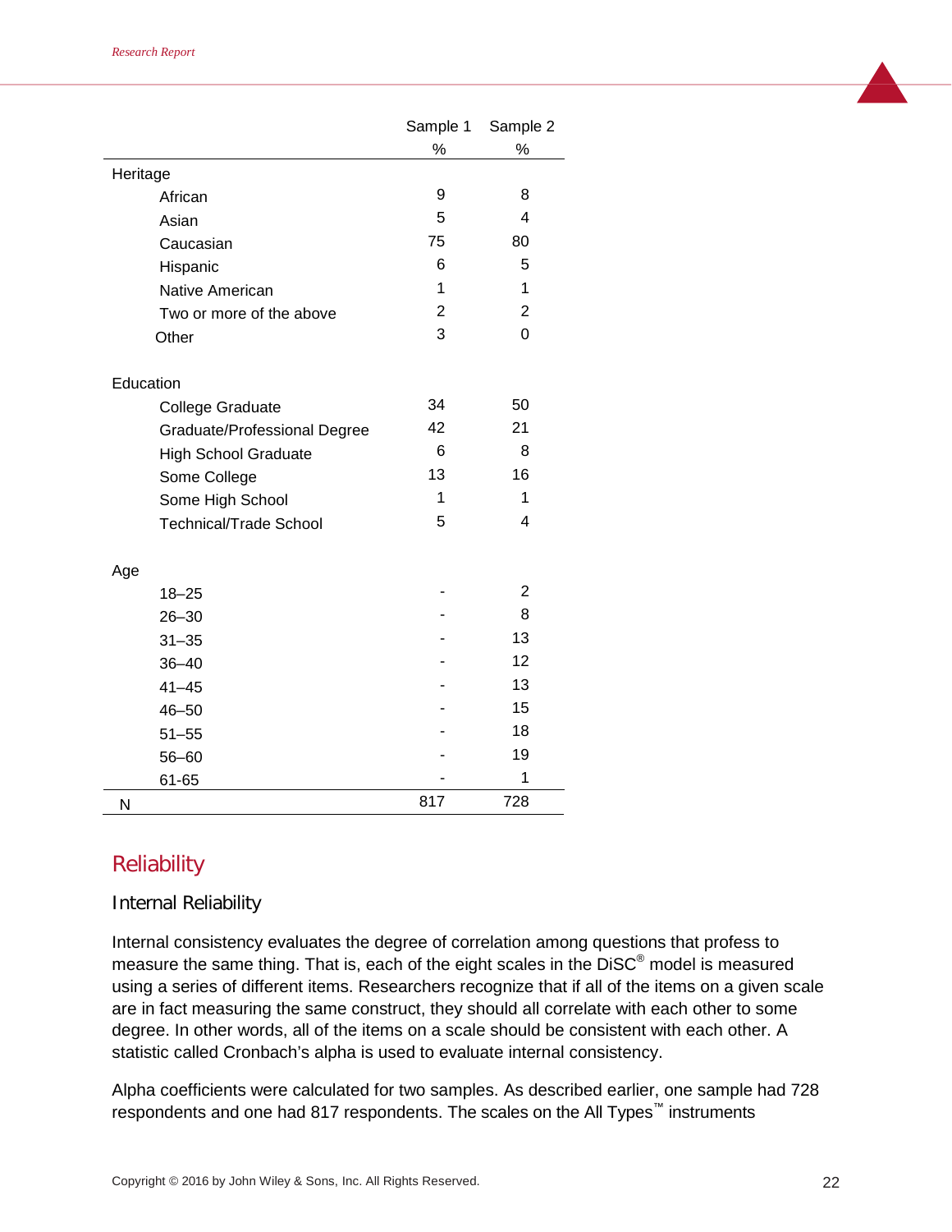| | Sample 1 | Sample 2 |
|---|---|---|
| | % | % |
| **Heritage** | | |
| African | 9 | 8 |
| Asian | 5 | 4 |
| Caucasian | 75 | 80 |
| Hispanic | 6 | 5 |
| Native American | 1 | 1 |
| Two or more of the above | 2 | 2 |
| Other | 3 | 0 |
| **Education** | | |
| College Graduate | 34 | 50 |
| Graduate/Professional Degree | 42 | 21 |
| High School Graduate | 6 | 8 |
| Some College | 13 | 16 |
| Some High School | 1 | 1 |
| Technical/Trade School | 5 | 4 |
| **Age** | | |
| 18–25 | - | 2 |
| 26–30 | - | 8 |
| 31–35 | - | 13 |
| 36–40 | - | 12 |
| 41–45 | - | 13 |
| 46–50 | - | 15 |
| 51–55 | - | 18 |
| 56–60 | - | 19 |
| 61-65 | - | 1 |
| N | 817 | 728 |

## Reliability

### Internal Reliability

Internal consistency evaluates the degree of correlation among questions that profess to measure the same thing. That is, each of the eight scales in the DiSC® model is measured using a series of different items. Researchers recognize that if all of the items on a given scale are in fact measuring the same construct, they should all correlate with each other to some degree. In other words, all of the items on a scale should be consistent with each other. A statistic called Cronbach's alpha is used to evaluate internal consistency.

Alpha coefficients were calculated for two samples. As described earlier, one sample had 728 respondents and one had 817 respondents. The scales on the All Types™ instruments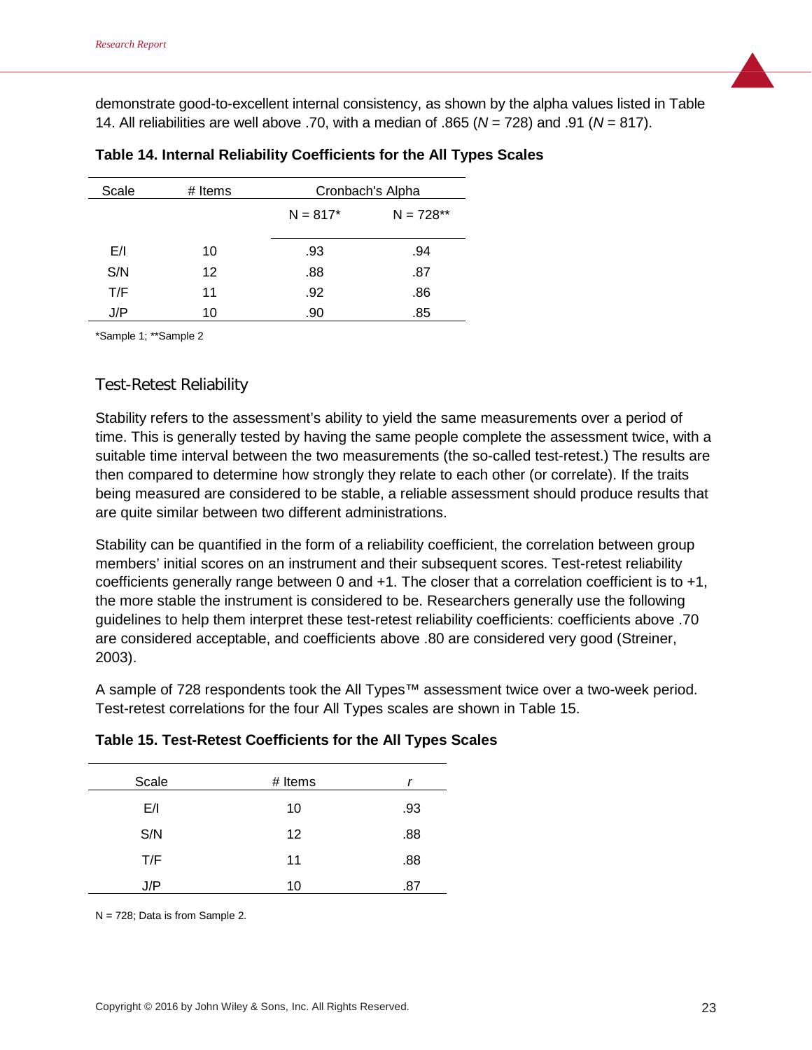demonstrate good-to-excellent internal consistency, as shown by the alpha values listed in Table 14. All reliabilities are well above .70, with a median of .865 (*N* = 728) and .91 (*N* = 817).

**Table 14. Internal Reliability Coefficients for the All Types Scales**

| Scale | # Items | Cronbach's Alpha | |
|---|---|---|---|
| | | N = 817* | N = 728** |
| E/I | 10 | .93 | .94 |
| S/N | 12 | .88 | .87 |
| T/F | 11 | .92 | .86 |
| J/P | 10 | .90 | .85 |

*Sample 1; **Sample 2

## Test-Retest Reliability

Stability refers to the assessment's ability to yield the same measurements over a period of time. This is generally tested by having the same people complete the assessment twice, with a suitable time interval between the two measurements (the so-called test-retest.) The results are then compared to determine how strongly they relate to each other (or correlate). If the traits being measured are considered to be stable, a reliable assessment should produce results that are quite similar between two different administrations.

Stability can be quantified in the form of a reliability coefficient, the correlation between group members' initial scores on an instrument and their subsequent scores. Test-retest reliability coefficients generally range between 0 and +1. The closer that a correlation coefficient is to +1, the more stable the instrument is considered to be. Researchers generally use the following guidelines to help them interpret these test-retest reliability coefficients: coefficients above .70 are considered acceptable, and coefficients above .80 are considered very good (Streiner, 2003).

A sample of 728 respondents took the All Types™ assessment twice over a two-week period. Test-retest correlations for the four All Types scales are shown in Table 15.

**Table 15. Test-Retest Coefficients for the All Types Scales**

| Scale | # Items | *r* |
|---|---|---|
| E/I | 10 | .93 |
| S/N | 12 | .88 |
| T/F | 11 | .88 |
| J/P | 10 | .87 |

N = 728; Data is from Sample 2.

Copyright © 2016 by John Wiley & Sons, Inc. All Rights Reserved.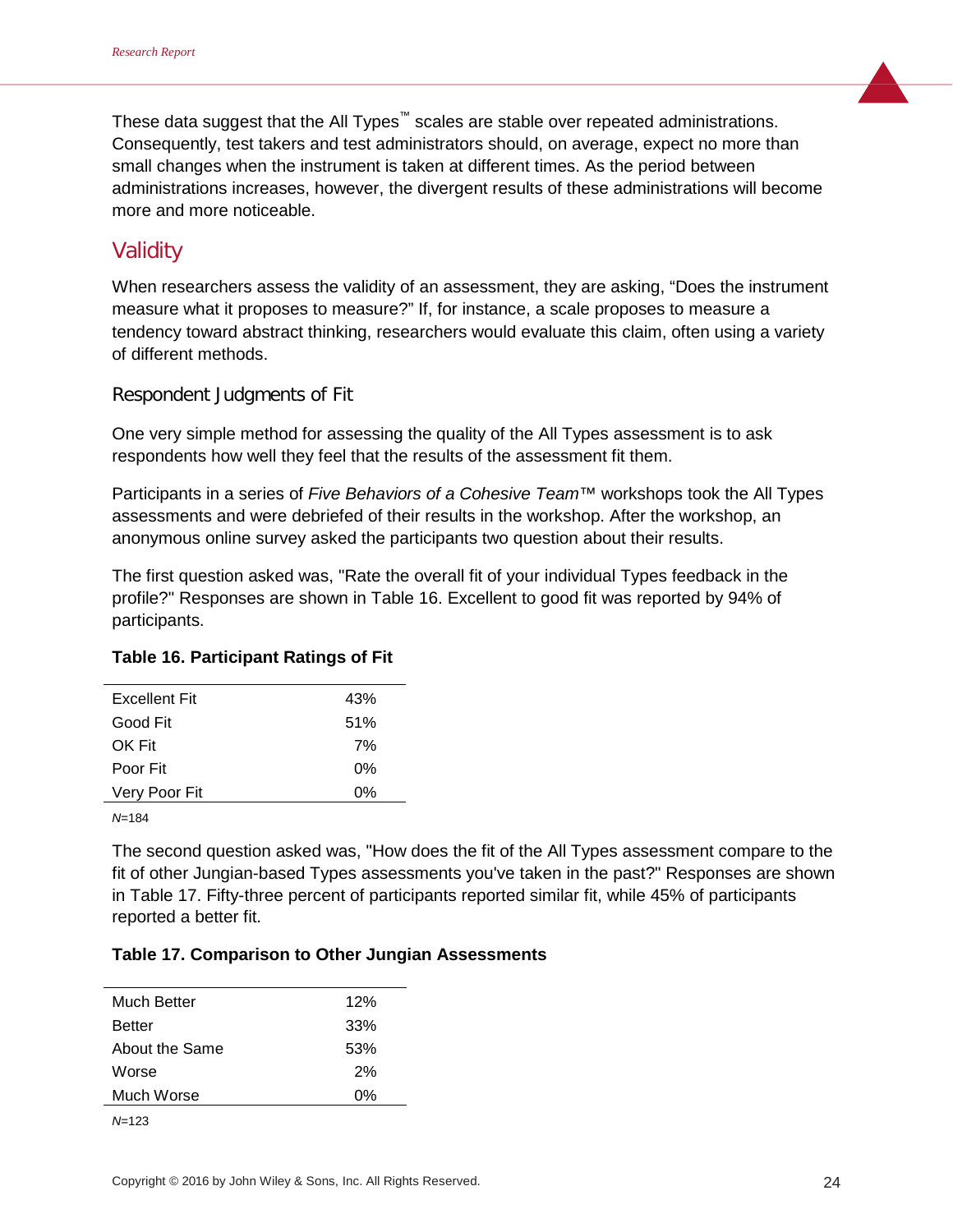These data suggest that the All Types™ scales are stable over repeated administrations. Consequently, test takers and test administrators should, on average, expect no more than small changes when the instrument is taken at different times. As the period between administrations increases, however, the divergent results of these administrations will become more and more noticeable.

## Validity

When researchers assess the validity of an assessment, they are asking, “Does the instrument measure what it proposes to measure?” If, for instance, a scale proposes to measure a tendency toward abstract thinking, researchers would evaluate this claim, often using a variety of different methods.

### Respondent Judgments of Fit

One very simple method for assessing the quality of the All Types assessment is to ask respondents how well they feel that the results of the assessment fit them.

Participants in a series of *Five Behaviors of a Cohesive Team*™ workshops took the All Types assessments and were debriefed of their results in the workshop. After the workshop, an anonymous online survey asked the participants two question about their results.

The first question asked was, "Rate the overall fit of your individual Types feedback in the profile?" Responses are shown in Table 16. Excellent to good fit was reported by 94% of participants.

**Table 16. Participant Ratings of Fit**

| | |
|---|---|
| Excellent Fit | 43% |
| Good Fit | 51% |
| OK Fit | 7% |
| Poor Fit | 0% |
| Very Poor Fit | 0% |

*N*=184

The second question asked was, "How does the fit of the All Types assessment compare to the fit of other Jungian-based Types assessments you've taken in the past?" Responses are shown in Table 17. Fifty-three percent of participants reported similar fit, while 45% of participants reported a better fit.

**Table 17. Comparison to Other Jungian Assessments**

| | |
|---|---|
| Much Better | 12% |
| Better | 33% |
| About the Same | 53% |
| Worse | 2% |
| Much Worse | 0% |

*N*=123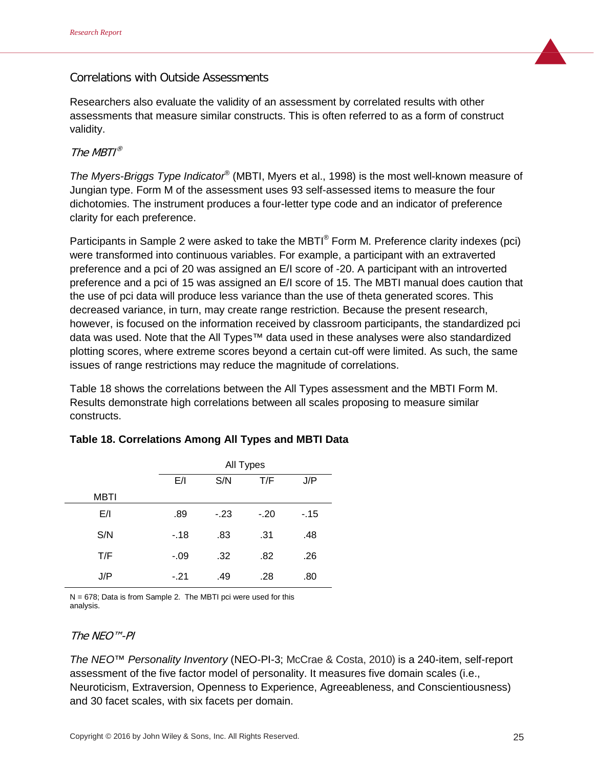## Correlations with Outside Assessments

Researchers also evaluate the validity of an assessment by correlated results with other assessments that measure similar constructs. This is often referred to as a form of construct validity.

### *The MBTI®*

*The Myers-Briggs Type Indicator®* (MBTI, Myers et al., 1998) is the most well-known measure of Jungian type. Form M of the assessment uses 93 self-assessed items to measure the four dichotomies. The instrument produces a four-letter type code and an indicator of preference clarity for each preference.

Participants in Sample 2 were asked to take the MBTI® Form M. Preference clarity indexes (pci) were transformed into continuous variables. For example, a participant with an extraverted preference and a pci of 20 was assigned an E/I score of -20. A participant with an introverted preference and a pci of 15 was assigned an E/I score of 15. The MBTI manual does caution that the use of pci data will produce less variance than the use of theta generated scores. This decreased variance, in turn, may create range restriction. Because the present research, however, is focused on the information received by classroom participants, the standardized pci data was used. Note that the All Types™ data used in these analyses were also standardized plotting scores, where extreme scores beyond a certain cut-off were limited. As such, the same issues of range restrictions may reduce the magnitude of correlations.

Table 18 shows the correlations between the All Types assessment and the MBTI Form M. Results demonstrate high correlations between all scales proposing to measure similar constructs.

**Table 18. Correlations Among All Types and MBTI Data**

| | All Types | | | |
|---|---|---|---|---|
| | E/I | S/N | T/F | J/P |
| MBTI | | | | |
| E/I | .89 | -.23 | -.20 | -.15 |
| S/N | -.18 | .83 | .31 | .48 |
| T/F | -.09 | .32 | .82 | .26 |
| J/P | -.21 | .49 | .28 | .80 |

N = 678; Data is from Sample 2. The MBTI pci were used for this analysis.

### *The NEO™-PI*

*The NEO™ Personality Inventory* (NEO-PI-3; McCrae & Costa, 2010) is a 240-item, self-report assessment of the five factor model of personality. It measures five domain scales (i.e., Neuroticism, Extraversion, Openness to Experience, Agreeableness, and Conscientiousness) and 30 facet scales, with six facets per domain.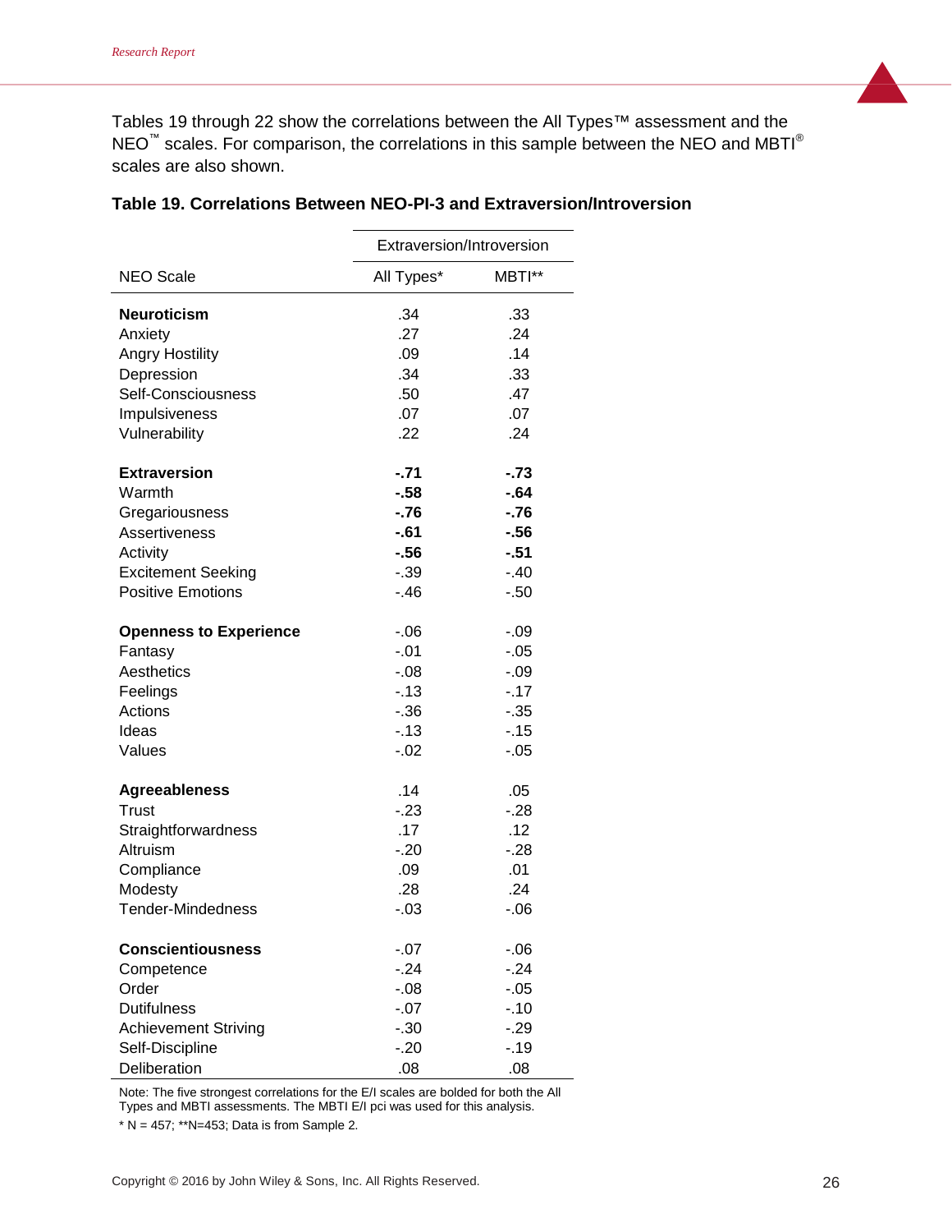Tables 19 through 22 show the correlations between the All Types™ assessment and the NEO™ scales. For comparison, the correlations in this sample between the NEO and MBTI® scales are also shown.

**Table 19. Correlations Between NEO-PI-3 and Extraversion/Introversion**

| | Extraversion/Introversion | |
|---|---|---|
| NEO Scale | All Types* | MBTI** |
| **Neuroticism** | .34 | .33 |
| Anxiety | .27 | .24 |
| Angry Hostility | .09 | .14 |
| Depression | .34 | .33 |
| Self-Consciousness | .50 | .47 |
| Impulsiveness | .07 | .07 |
| Vulnerability | .22 | .24 |
| **Extraversion** | **-.71** | **-.73** |
| Warmth | **-.58** | **-.64** |
| Gregariousness | **-.76** | **-.76** |
| Assertiveness | **-.61** | **-.56** |
| Activity | **-.56** | **-.51** |
| Excitement Seeking | -.39 | -.40 |
| Positive Emotions | -.46 | -.50 |
| **Openness to Experience** | -.06 | -.09 |
| Fantasy | -.01 | -.05 |
| Aesthetics | -.08 | -.09 |
| Feelings | -.13 | -.17 |
| Actions | -.36 | -.35 |
| Ideas | -.13 | -.15 |
| Values | -.02 | -.05 |
| **Agreeableness** | .14 | .05 |
| Trust | -.23 | -.28 |
| Straightforwardness | .17 | .12 |
| Altruism | -.20 | -.28 |
| Compliance | .09 | .01 |
| Modesty | .28 | .24 |
| Tender-Mindedness | -.03 | -.06 |
| **Conscientiousness** | -.07 | -.06 |
| Competence | -.24 | -.24 |
| Order | -.08 | -.05 |
| Dutifulness | -.07 | -.10 |
| Achievement Striving | -.30 | -.29 |
| Self-Discipline | -.20 | -.19 |
| Deliberation | .08 | .08 |

Note: The five strongest correlations for the E/I scales are bolded for both the All Types and MBTI assessments. The MBTI E/I pci was used for this analysis.

* N = 457; **N=453; Data is from Sample 2.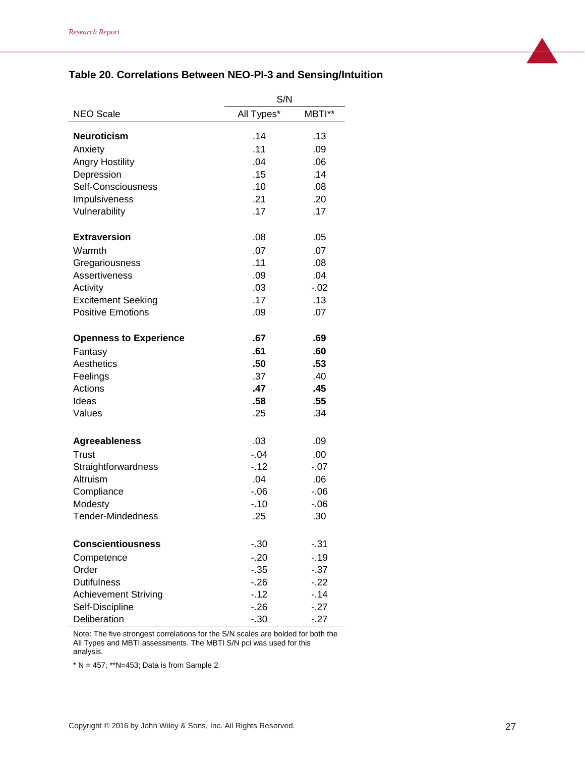## Table 20. Correlations Between NEO-PI-3 and Sensing/Intuition

| NEO Scale | S/N All Types* | S/N MBTI** |
|---|---|---|
| **Neuroticism** | .14 | .13 |
| Anxiety | .11 | .09 |
| Angry Hostility | .04 | .06 |
| Depression | .15 | .14 |
| Self-Consciousness | .10 | .08 |
| Impulsiveness | .21 | .20 |
| Vulnerability | .17 | .17 |
| **Extraversion** | .08 | .05 |
| Warmth | .07 | .07 |
| Gregariousness | .11 | .08 |
| Assertiveness | .09 | .04 |
| Activity | .03 | -.02 |
| Excitement Seeking | .17 | .13 |
| Positive Emotions | .09 | .07 |
| **Openness to Experience** | **.67** | **.69** |
| Fantasy | **.61** | **.60** |
| Aesthetics | **.50** | **.53** |
| Feelings | .37 | .40 |
| Actions | **.47** | **.45** |
| Ideas | **.58** | **.55** |
| Values | .25 | .34 |
| **Agreeableness** | .03 | .09 |
| Trust | -.04 | .00 |
| Straightforwardness | -.12 | -.07 |
| Altruism | .04 | .06 |
| Compliance | -.06 | -.06 |
| Modesty | -.10 | -.06 |
| Tender-Mindedness | .25 | .30 |
| **Conscientiousness** | -.30 | -.31 |
| Competence | -.20 | -.19 |
| Order | -.35 | -.37 |
| Dutifulness | -.26 | -.22 |
| Achievement Striving | -.12 | -.14 |
| Self-Discipline | -.26 | -.27 |
| Deliberation | -.30 | -.27 |

Note: The five strongest correlations for the S/N scales are bolded for both the All Types and MBTI assessments. The MBTI S/N pci was used for this analysis.

* N = 457; **N=453; Data is from Sample 2.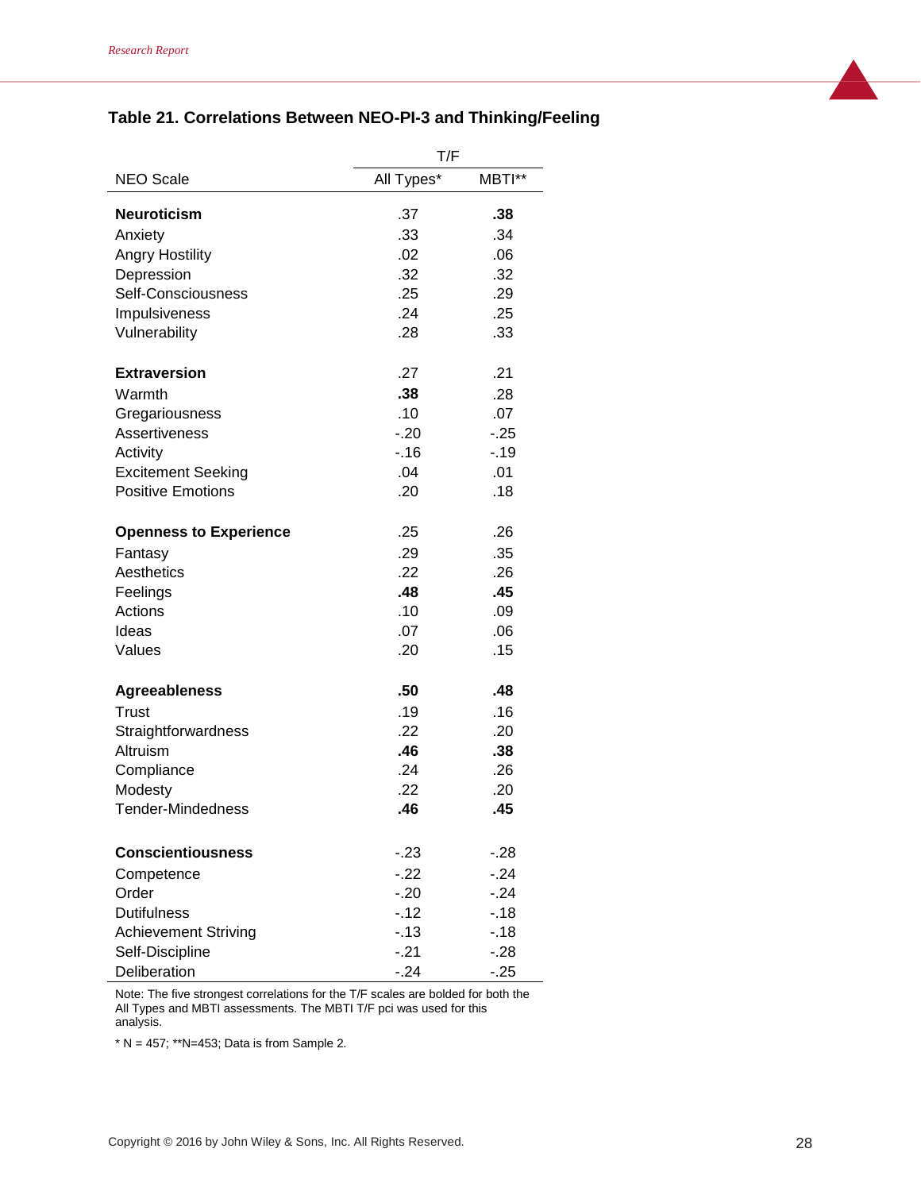## Table 21. Correlations Between NEO-PI-3 and Thinking/Feeling

| | T/F | |
|---|---|---|
| NEO Scale | All Types* | MBTI** |
| **Neuroticism** | .37 | **.38** |
| Anxiety | .33 | .34 |
| Angry Hostility | .02 | .06 |
| Depression | .32 | .32 |
| Self-Consciousness | .25 | .29 |
| Impulsiveness | .24 | .25 |
| Vulnerability | .28 | .33 |
| **Extraversion** | .27 | .21 |
| Warmth | **.38** | .28 |
| Gregariousness | .10 | .07 |
| Assertiveness | -.20 | -.25 |
| Activity | -.16 | -.19 |
| Excitement Seeking | .04 | .01 |
| Positive Emotions | .20 | .18 |
| **Openness to Experience** | .25 | .26 |
| Fantasy | .29 | .35 |
| Aesthetics | .22 | .26 |
| Feelings | **.48** | **.45** |
| Actions | .10 | .09 |
| Ideas | .07 | .06 |
| Values | .20 | .15 |
| **Agreeableness** | **.50** | **.48** |
| Trust | .19 | .16 |
| Straightforwardness | .22 | .20 |
| Altruism | **.46** | **.38** |
| Compliance | .24 | .26 |
| Modesty | .22 | .20 |
| Tender-Mindedness | **.46** | **.45** |
| **Conscientiousness** | -.23 | -.28 |
| Competence | -.22 | -.24 |
| Order | -.20 | -.24 |
| Dutifulness | -.12 | -.18 |
| Achievement Striving | -.13 | -.18 |
| Self-Discipline | -.21 | -.28 |
| Deliberation | -.24 | -.25 |

Note: The five strongest correlations for the T/F scales are bolded for both the All Types and MBTI assessments. The MBTI T/F pci was used for this analysis.

* N = 457; **N=453; Data is from Sample 2.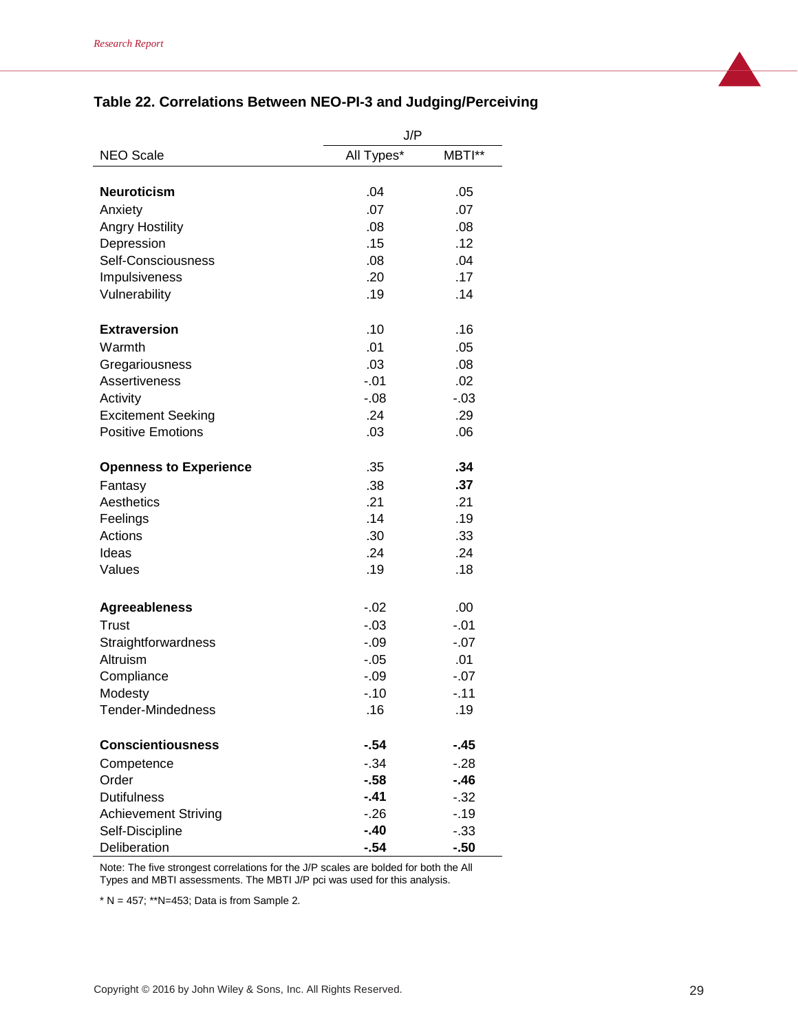### Table 22. Correlations Between NEO-PI-3 and Judging/Perceiving

| NEO Scale | J/P All Types* | J/P MBTI** |
|---|---|---|
| **Neuroticism** | .04 | .05 |
| Anxiety | .07 | .07 |
| Angry Hostility | .08 | .08 |
| Depression | .15 | .12 |
| Self-Consciousness | .08 | .04 |
| Impulsiveness | .20 | .17 |
| Vulnerability | .19 | .14 |
| **Extraversion** | .10 | .16 |
| Warmth | .01 | .05 |
| Gregariousness | .03 | .08 |
| Assertiveness | -.01 | .02 |
| Activity | -.08 | -.03 |
| Excitement Seeking | .24 | .29 |
| Positive Emotions | .03 | .06 |
| **Openness to Experience** | .35 | **.34** |
| Fantasy | .38 | **.37** |
| Aesthetics | .21 | .21 |
| Feelings | .14 | .19 |
| Actions | .30 | .33 |
| Ideas | .24 | .24 |
| Values | .19 | .18 |
| **Agreeableness** | -.02 | .00 |
| Trust | -.03 | -.01 |
| Straightforwardness | -.09 | -.07 |
| Altruism | -.05 | .01 |
| Compliance | -.09 | -.07 |
| Modesty | -.10 | -.11 |
| Tender-Mindedness | .16 | .19 |
| **Conscientiousness** | **-.54** | **-.45** |
| Competence | -.34 | -.28 |
| Order | **-.58** | **-.46** |
| Dutifulness | **-.41** | -.32 |
| Achievement Striving | -.26 | -.19 |
| Self-Discipline | **-.40** | -.33 |
| Deliberation | **-.54** | **-.50** |

Note: The five strongest correlations for the J/P scales are bolded for both the All Types and MBTI assessments. The MBTI J/P pci was used for this analysis.

* N = 457; **N=453; Data is from Sample 2.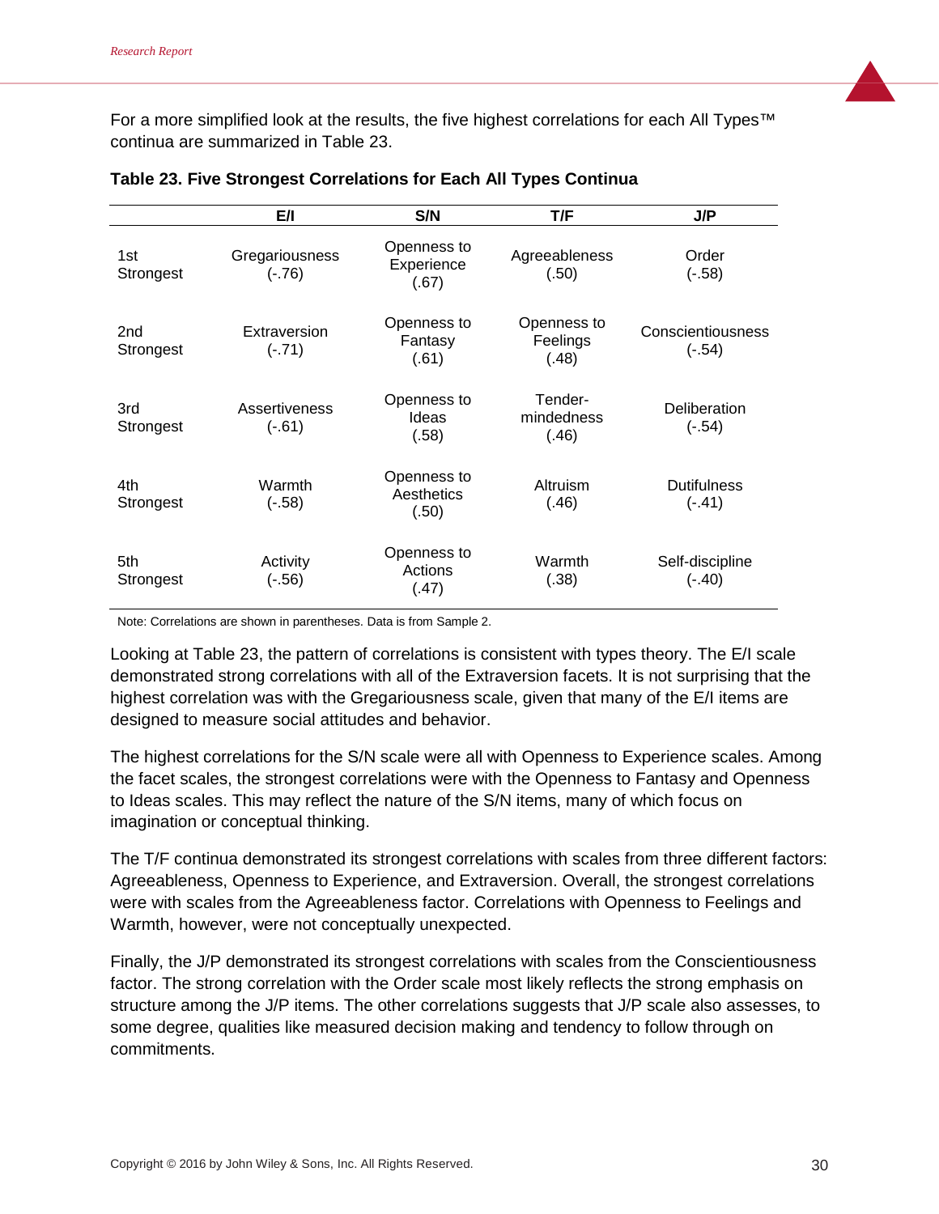For a more simplified look at the results, the five highest correlations for each All Types™ continua are summarized in Table 23.

**Table 23. Five Strongest Correlations for Each All Types Continua**

| | E/I | S/N | T/F | J/P |
|---|---|---|---|---|
| 1st Strongest | Gregariousness (-.76) | Openness to Experience (.67) | Agreeableness (.50) | Order (-.58) |
| 2nd Strongest | Extraversion (-.71) | Openness to Fantasy (.61) | Openness to Feelings (.48) | Conscientiousness (-.54) |
| 3rd Strongest | Assertiveness (-.61) | Openness to Ideas (.58) | Tender-mindedness (.46) | Deliberation (-.54) |
| 4th Strongest | Warmth (-.58) | Openness to Aesthetics (.50) | Altruism (.46) | Dutifulness (-.41) |
| 5th Strongest | Activity (-.56) | Openness to Actions (.47) | Warmth (.38) | Self-discipline (-.40) |

Note: Correlations are shown in parentheses. Data is from Sample 2.

Looking at Table 23, the pattern of correlations is consistent with types theory. The E/I scale demonstrated strong correlations with all of the Extraversion facets. It is not surprising that the highest correlation was with the Gregariousness scale, given that many of the E/I items are designed to measure social attitudes and behavior.

The highest correlations for the S/N scale were all with Openness to Experience scales. Among the facet scales, the strongest correlations were with the Openness to Fantasy and Openness to Ideas scales. This may reflect the nature of the S/N items, many of which focus on imagination or conceptual thinking.

The T/F continua demonstrated its strongest correlations with scales from three different factors: Agreeableness, Openness to Experience, and Extraversion. Overall, the strongest correlations were with scales from the Agreeableness factor. Correlations with Openness to Feelings and Warmth, however, were not conceptually unexpected.

Finally, the J/P demonstrated its strongest correlations with scales from the Conscientiousness factor. The strong correlation with the Order scale most likely reflects the strong emphasis on structure among the J/P items. The other correlations suggests that J/P scale also assesses, to some degree, qualities like measured decision making and tendency to follow through on commitments.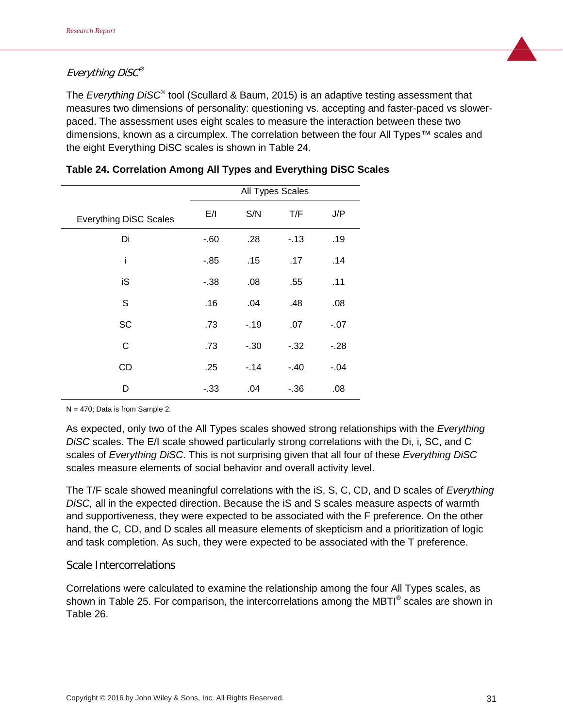### *Everything DiSC®*

The *Everything DiSC®* tool (Scullard & Baum, 2015) is an adaptive testing assessment that measures two dimensions of personality: questioning vs. accepting and faster-paced vs slower-paced. The assessment uses eight scales to measure the interaction between these two dimensions, known as a circumplex. The correlation between the four All Types™ scales and the eight Everything DiSC scales is shown in Table 24.

**Table 24. Correlation Among All Types and Everything DiSC Scales**

| | All Types Scales | | | |
|---|---|---|---|---|
| Everything DiSC Scales | E/I | S/N | T/F | J/P |
| Di | -.60 | .28 | -.13 | .19 |
| i | -.85 | .15 | .17 | .14 |
| iS | -.38 | .08 | .55 | .11 |
| S | .16 | .04 | .48 | .08 |
| SC | .73 | -.19 | .07 | -.07 |
| C | .73 | -.30 | -.32 | -.28 |
| CD | .25 | -.14 | -.40 | -.04 |
| D | -.33 | .04 | -.36 | .08 |

N = 470; Data is from Sample 2.

As expected, only two of the All Types scales showed strong relationships with the *Everything DiSC* scales. The E/I scale showed particularly strong correlations with the Di, i, SC, and C scales of *Everything DiSC*. This is not surprising given that all four of these *Everything DiSC* scales measure elements of social behavior and overall activity level.

The T/F scale showed meaningful correlations with the iS, S, C, CD, and D scales of *Everything DiSC,* all in the expected direction. Because the iS and S scales measure aspects of warmth and supportiveness, they were expected to be associated with the F preference. On the other hand, the C, CD, and D scales all measure elements of skepticism and a prioritization of logic and task completion. As such, they were expected to be associated with the T preference.

### Scale Intercorrelations

Correlations were calculated to examine the relationship among the four All Types scales, as shown in Table 25. For comparison, the intercorrelations among the MBTI® scales are shown in Table 26.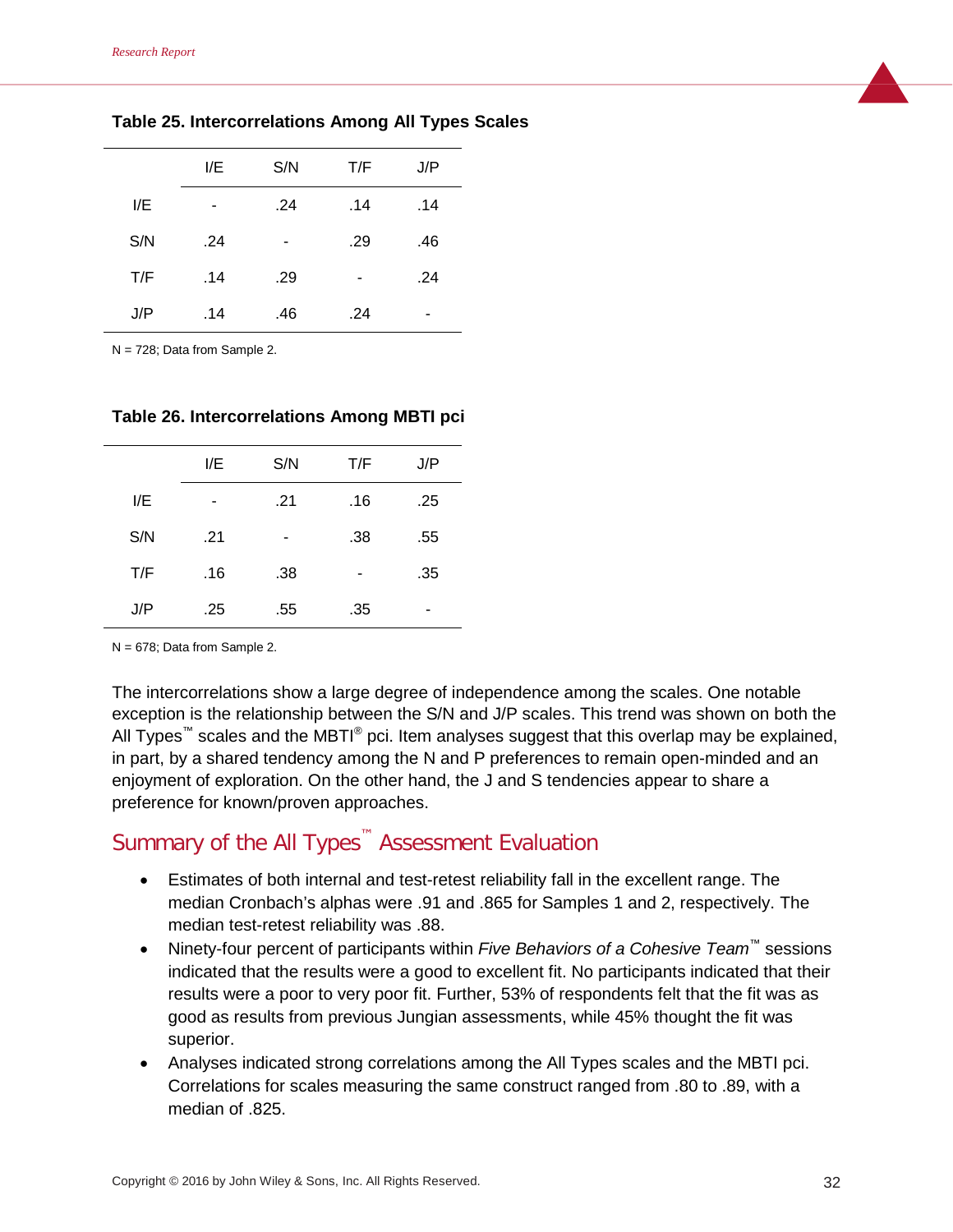**Table 25. Intercorrelations Among All Types Scales**

| | I/E | S/N | T/F | J/P |
|---|---|---|---|---|
| I/E | - | .24 | .14 | .14 |
| S/N | .24 | - | .29 | .46 |
| T/F | .14 | .29 | - | .24 |
| J/P | .14 | .46 | .24 | - |

N = 728; Data from Sample 2.

**Table 26. Intercorrelations Among MBTI pci**

| | I/E | S/N | T/F | J/P |
|---|---|---|---|---|
| I/E | - | .21 | .16 | .25 |
| S/N | .21 | - | .38 | .55 |
| T/F | .16 | .38 | - | .35 |
| J/P | .25 | .55 | .35 | - |

N = 678; Data from Sample 2.

The intercorrelations show a large degree of independence among the scales. One notable exception is the relationship between the S/N and J/P scales. This trend was shown on both the All Types™ scales and the MBTI® pci. Item analyses suggest that this overlap may be explained, in part, by a shared tendency among the N and P preferences to remain open-minded and an enjoyment of exploration. On the other hand, the J and S tendencies appear to share a preference for known/proven approaches.

## Summary of the All Types™ Assessment Evaluation

- Estimates of both internal and test-retest reliability fall in the excellent range. The median Cronbach's alphas were .91 and .865 for Samples 1 and 2, respectively. The median test-retest reliability was .88.
- Ninety-four percent of participants within *Five Behaviors of a Cohesive Team*™ sessions indicated that the results were a good to excellent fit. No participants indicated that their results were a poor to very poor fit. Further, 53% of respondents felt that the fit was as good as results from previous Jungian assessments, while 45% thought the fit was superior.
- Analyses indicated strong correlations among the All Types scales and the MBTI pci. Correlations for scales measuring the same construct ranged from .80 to .89, with a median of .825.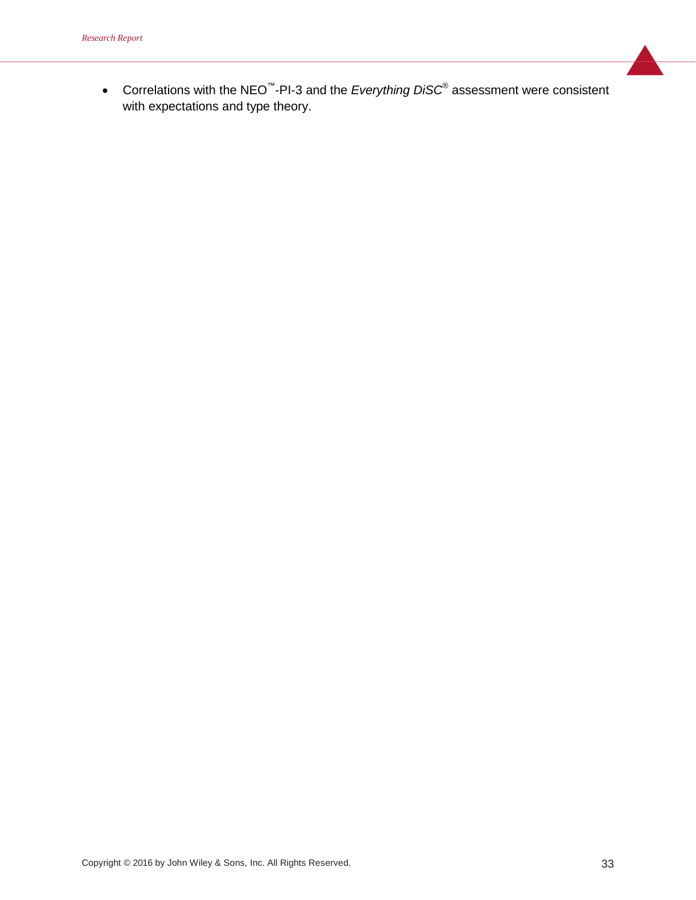- Correlations with the NEO™-PI-3 and the *Everything DiSC®* assessment were consistent with expectations and type theory.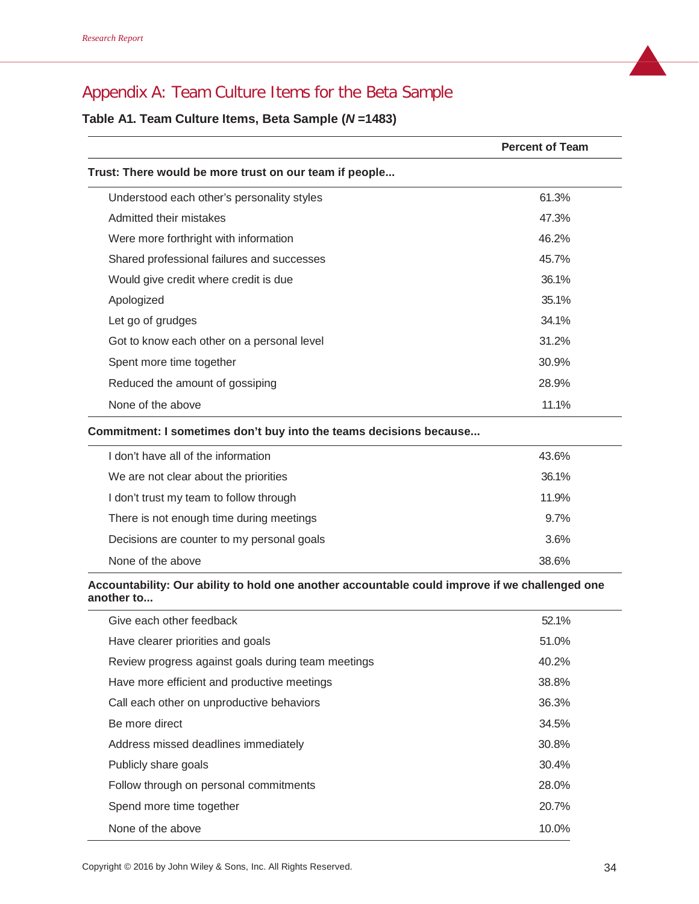# Appendix A: Team Culture Items for the Beta Sample

**Table A1. Team Culture Items, Beta Sample (*N* =1483)**

| | Percent of Team |
|---|---|
| **Trust: There would be more trust on our team if people...** | |
| Understood each other's personality styles | 61.3% |
| Admitted their mistakes | 47.3% |
| Were more forthright with information | 46.2% |
| Shared professional failures and successes | 45.7% |
| Would give credit where credit is due | 36.1% |
| Apologized | 35.1% |
| Let go of grudges | 34.1% |
| Got to know each other on a personal level | 31.2% |
| Spent more time together | 30.9% |
| Reduced the amount of gossiping | 28.9% |
| None of the above | 11.1% |
| **Commitment: I sometimes don't buy into the teams decisions because...** | |
| I don't have all of the information | 43.6% |
| We are not clear about the priorities | 36.1% |
| I don't trust my team to follow through | 11.9% |
| There is not enough time during meetings | 9.7% |
| Decisions are counter to my personal goals | 3.6% |
| None of the above | 38.6% |
| **Accountability: Our ability to hold one another accountable could improve if we challenged one another to...** | |
| Give each other feedback | 52.1% |
| Have clearer priorities and goals | 51.0% |
| Review progress against goals during team meetings | 40.2% |
| Have more efficient and productive meetings | 38.8% |
| Call each other on unproductive behaviors | 36.3% |
| Be more direct | 34.5% |
| Address missed deadlines immediately | 30.8% |
| Publicly share goals | 30.4% |
| Follow through on personal commitments | 28.0% |
| Spend more time together | 20.7% |
| None of the above | 10.0% |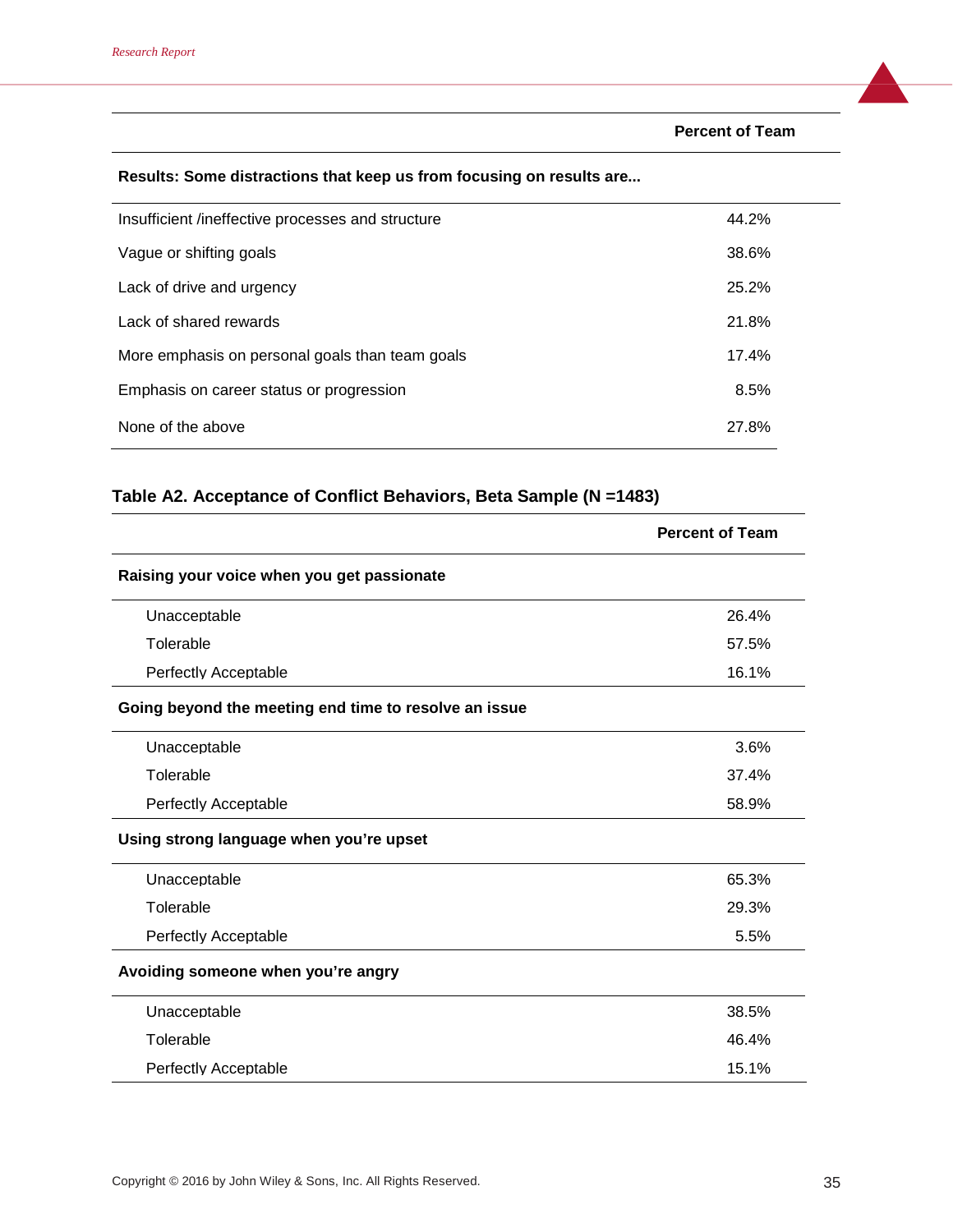| | Percent of Team |
|---|---|
| **Results: Some distractions that keep us from focusing on results are...** | |
| Insufficient /ineffective processes and structure | 44.2% |
| Vague or shifting goals | 38.6% |
| Lack of drive and urgency | 25.2% |
| Lack of shared rewards | 21.8% |
| More emphasis on personal goals than team goals | 17.4% |
| Emphasis on career status or progression | 8.5% |
| None of the above | 27.8% |

**Table A2. Acceptance of Conflict Behaviors, Beta Sample (N =1483)**

| | Percent of Team |
|---|---|
| **Raising your voice when you get passionate** | |
| Unacceptable | 26.4% |
| Tolerable | 57.5% |
| Perfectly Acceptable | 16.1% |
| **Going beyond the meeting end time to resolve an issue** | |
| Unacceptable | 3.6% |
| Tolerable | 37.4% |
| Perfectly Acceptable | 58.9% |
| **Using strong language when you're upset** | |
| Unacceptable | 65.3% |
| Tolerable | 29.3% |
| Perfectly Acceptable | 5.5% |
| **Avoiding someone when you're angry** | |
| Unacceptable | 38.5% |
| Tolerable | 46.4% |
| Perfectly Acceptable | 15.1% |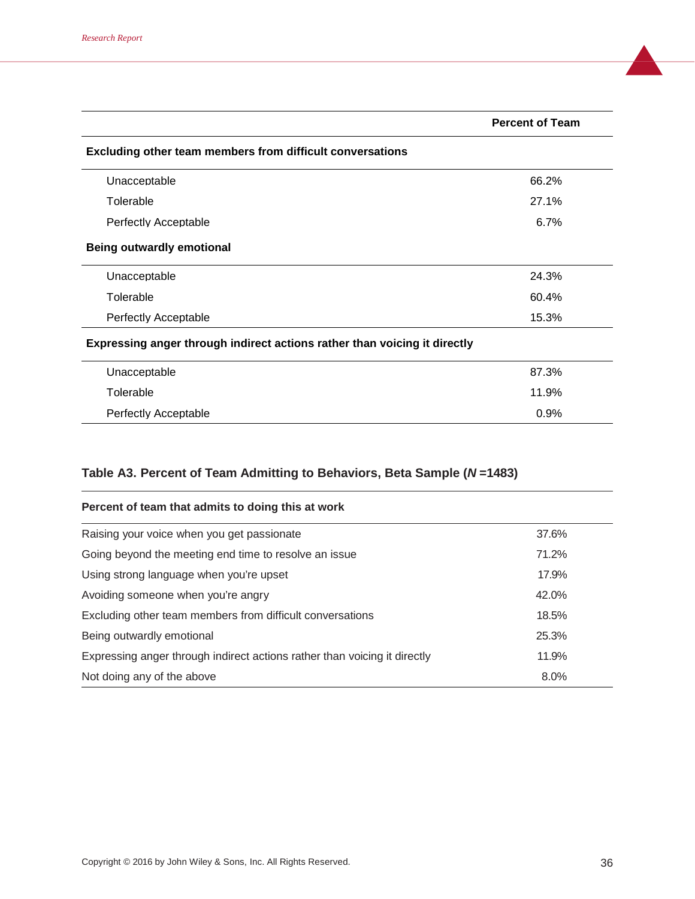| | Percent of Team |
|---|---|
| **Excluding other team members from difficult conversations** | |
| Unacceptable | 66.2% |
| Tolerable | 27.1% |
| Perfectly Acceptable | 6.7% |
| **Being outwardly emotional** | |
| Unacceptable | 24.3% |
| Tolerable | 60.4% |
| Perfectly Acceptable | 15.3% |
| **Expressing anger through indirect actions rather than voicing it directly** | |
| Unacceptable | 87.3% |
| Tolerable | 11.9% |
| Perfectly Acceptable | 0.9% |

**Table A3. Percent of Team Admitting to Behaviors, Beta Sample (*N* =1483)**

| Percent of team that admits to doing this at work | |
|---|---|
| Raising your voice when you get passionate | 37.6% |
| Going beyond the meeting end time to resolve an issue | 71.2% |
| Using strong language when you're upset | 17.9% |
| Avoiding someone when you're angry | 42.0% |
| Excluding other team members from difficult conversations | 18.5% |
| Being outwardly emotional | 25.3% |
| Expressing anger through indirect actions rather than voicing it directly | 11.9% |
| Not doing any of the above | 8.0% |

Copyright © 2016 by John Wiley & Sons, Inc. All Rights Reserved.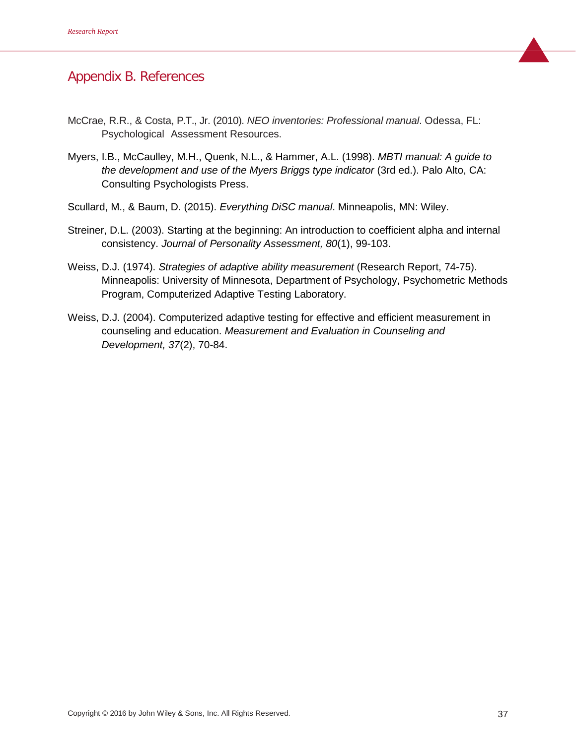## Appendix B. References

McCrae, R.R., & Costa, P.T., Jr. (2010). *NEO inventories: Professional manual*. Odessa, FL: Psychological Assessment Resources.

Myers, I.B., McCaulley, M.H., Quenk, N.L., & Hammer, A.L. (1998). *MBTI manual: A guide to the development and use of the Myers Briggs type indicator* (3rd ed.). Palo Alto, CA: Consulting Psychologists Press.

Scullard, M., & Baum, D. (2015). *Everything DiSC manual*. Minneapolis, MN: Wiley.

Streiner, D.L. (2003). Starting at the beginning: An introduction to coefficient alpha and internal consistency. *Journal of Personality Assessment, 80*(1), 99-103.

Weiss, D.J. (1974). *Strategies of adaptive ability measurement* (Research Report, 74-75). Minneapolis: University of Minnesota, Department of Psychology, Psychometric Methods Program, Computerized Adaptive Testing Laboratory.

Weiss, D.J. (2004). Computerized adaptive testing for effective and efficient measurement in counseling and education. *Measurement and Evaluation in Counseling and Development, 37*(2), 70-84.